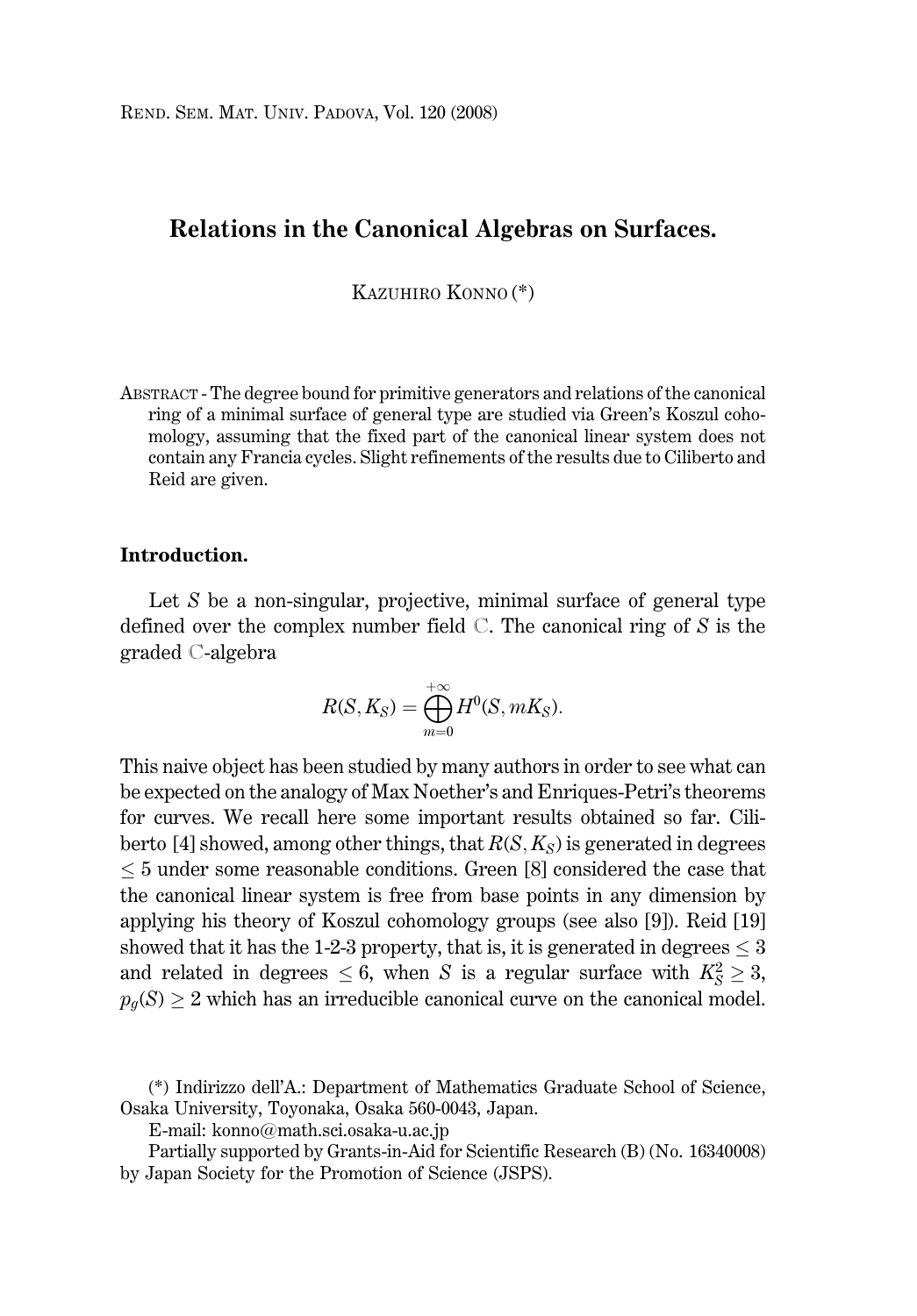# Relations in the Canonical Algebras on Surfaces.

KAZUHIRO KONNO (*)

ABSTRACT - The degree bound for primitive generators and relations of the canonical ring of a minimal surface of general type are studied via Green's Koszul cohomology, assuming that the fixed part of the canonical linear system does not contain any Francia cycles. Slight refinements of the results due to Ciliberto and Reid are given.

## Introduction.

Let $S$ be a non-singular, projective, minimal surface of general type defined over the complex number field $\mathbb{C}$. The canonical ring of $S$ is the graded $\mathbb{C}$-algebra

$$R(S, K_S) = \bigoplus_{m=0}^{+\infty} H^0(S, mK_S).$$

This naive object has been studied by many authors in order to see what can be expected on the analogy of Max Noether's and Enriques-Petri's theorems for curves. We recall here some important results obtained so far. Ciliberto [4] showed, among other things, that $R(S, K_S)$ is generated in degrees $\leq 5$ under some reasonable conditions. Green [8] considered the case that the canonical linear system is free from base points in any dimension by applying his theory of Koszul cohomology groups (see also [9]). Reid [19] showed that it has the 1-2-3 property, that is, it is generated in degrees $\leq 3$ and related in degrees $\leq 6$, when $S$ is a regular surface with $K_S^2 \geq 3$, $p_g(S) \geq 2$ which has an irreducible canonical curve on the canonical model.

(*) Indirizzo dell'A.: Department of Mathematics Graduate School of Science, Osaka University, Toyonaka, Osaka 560-0043, Japan.

E-mail: konno@math.sci.osaka-u.ac.jp

Partially supported by Grants-in-Aid for Scientific Research (B) (No. 16340008) by Japan Society for the Promotion of Science (JSPS).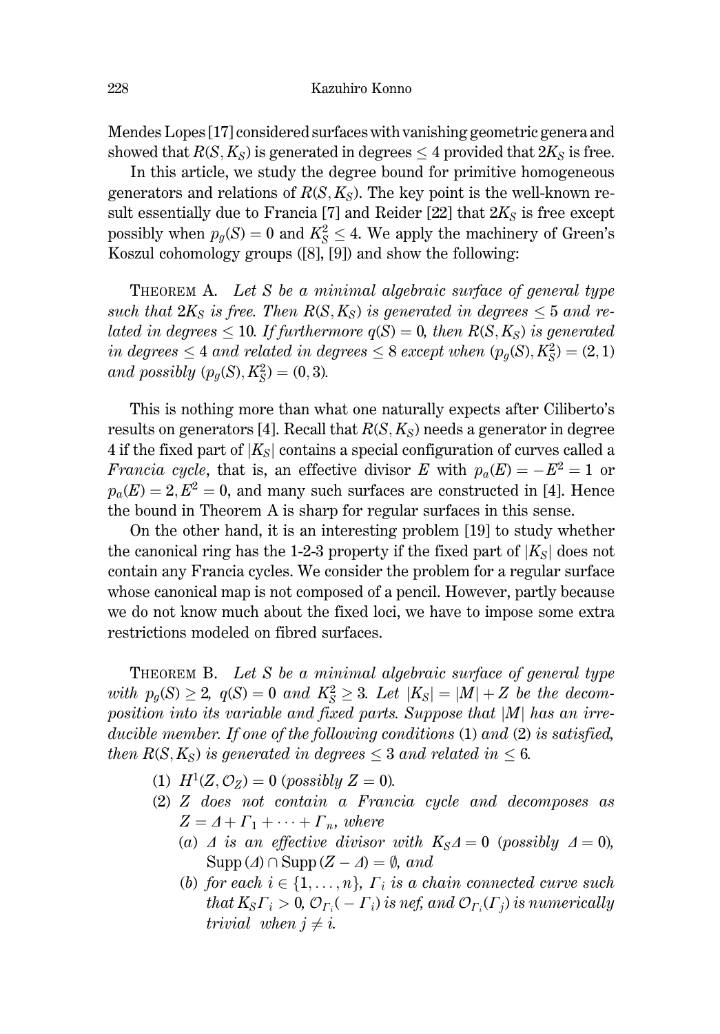Mendes Lopes [17] considered surfaces with vanishing geometric genera and showed that $R(S, K_S)$ is generated in degrees $\leq 4$ provided that $2K_S$ is free.

In this article, we study the degree bound for primitive homogeneous generators and relations of $R(S, K_S)$. The key point is the well-known result essentially due to Francia [7] and Reider [22] that $2K_S$ is free except possibly when $p_g(S) = 0$ and $K_S^2 \leq 4$. We apply the machinery of Green's Koszul cohomology groups ([8], [9]) and show the following:

**Theorem A.** *Let $S$ be a minimal algebraic surface of general type such that $2K_S$ is free. Then $R(S, K_S)$ is generated in degrees $\leq 5$ and related in degrees $\leq 10$. If furthermore $q(S) = 0$, then $R(S, K_S)$ is generated in degrees $\leq 4$ and related in degrees $\leq 8$ except when $(p_g(S), K_S^2) = (2, 1)$ and possibly $(p_g(S), K_S^2) = (0, 3)$.*

This is nothing more than what one naturally expects after Ciliberto's results on generators [4]. Recall that $R(S, K_S)$ needs a generator in degree 4 if the fixed part of $|K_S|$ contains a special configuration of curves called a *Francia cycle*, that is, an effective divisor $E$ with $p_a(E) = -E^2 = 1$ or $p_a(E) = 2, E^2 = 0$, and many such surfaces are constructed in [4]. Hence the bound in Theorem A is sharp for regular surfaces in this sense.

On the other hand, it is an interesting problem [19] to study whether the canonical ring has the 1-2-3 property if the fixed part of $|K_S|$ does not contain any Francia cycles. We consider the problem for a regular surface whose canonical map is not composed of a pencil. However, partly because we do not know much about the fixed loci, we have to impose some extra restrictions modeled on fibred surfaces.

**Theorem B.** *Let $S$ be a minimal algebraic surface of general type with $p_g(S) \geq 2$, $q(S) = 0$ and $K_S^2 \geq 3$. Let $|K_S| = |M| + Z$ be the decomposition into its variable and fixed parts. Suppose that $|M|$ has an irreducible member. If one of the following conditions (1) and (2) is satisfied, then $R(S, K_S)$ is generated in degrees $\leq 3$ and related in $\leq 6$.*

1. *$H^1(Z, \mathcal{O}_Z) = 0$ (possibly $Z = 0$).*
2. *$Z$ does not contain a Francia cycle and decomposes as $Z = \Delta + \Gamma_1 + \cdots + \Gamma_n$, where*
   - *(a) $\Delta$ is an effective divisor with $K_S\Delta = 0$ (possibly $\Delta = 0$), $\operatorname{Supp}(\Delta) \cap \operatorname{Supp}(Z - \Delta) = \emptyset$, and*
   - *(b) for each $i \in \{1, \ldots, n\}$, $\Gamma_i$ is a chain connected curve such that $K_S\Gamma_i > 0$, $\mathcal{O}_{\Gamma_i}(-\Gamma_i)$ is nef, and $\mathcal{O}_{\Gamma_i}(\Gamma_j)$ is numerically trivial when $j \neq i$.*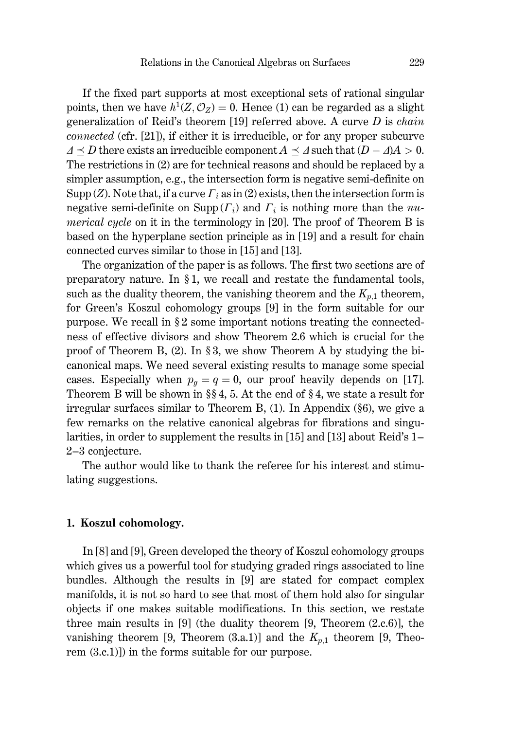If the fixed part supports at most exceptional sets of rational singular points, then we have $h^1(Z, \mathcal{O}_Z) = 0$. Hence (1) can be regarded as a slight generalization of Reid's theorem [19] referred above. A curve $D$ is *chain connected* (cfr. [21]), if either it is irreducible, or for any proper subcurve $\Delta \preceq D$ there exists an irreducible component $A \preceq \Delta$ such that $(D - \Delta)A > 0$. The restrictions in (2) are for technical reasons and should be replaced by a simpler assumption, e.g., the intersection form is negative semi-definite on $\mathrm{Supp}\,(Z)$. Note that, if a curve $\Gamma_i$ as in (2) exists, then the intersection form is negative semi-definite on $\mathrm{Supp}\,(\Gamma_i)$ and $\Gamma_i$ is nothing more than the *numerical cycle* on it in the terminology in [20]. The proof of Theorem B is based on the hyperplane section principle as in [19] and a result for chain connected curves similar to those in [15] and [13].

The organization of the paper is as follows. The first two sections are of preparatory nature. In § 1, we recall and restate the fundamental tools, such as the duality theorem, the vanishing theorem and the $K_{p,1}$ theorem, for Green's Koszul cohomology groups [9] in the form suitable for our purpose. We recall in § 2 some important notions treating the connectedness of effective divisors and show Theorem 2.6 which is crucial for the proof of Theorem B, (2). In § 3, we show Theorem A by studying the bicanonical maps. We need several existing results to manage some special cases. Especially when $p_g = q = 0$, our proof heavily depends on [17]. Theorem B will be shown in §§ 4, 5. At the end of § 4, we state a result for irregular surfaces similar to Theorem B, (1). In Appendix (§6), we give a few remarks on the relative canonical algebras for fibrations and singularities, in order to supplement the results in [15] and [13] about Reid's 1–2–3 conjecture.

The author would like to thank the referee for his interest and stimulating suggestions.

## 1. Koszul cohomology.

In [8] and [9], Green developed the theory of Koszul cohomology groups which gives us a powerful tool for studying graded rings associated to line bundles. Although the results in [9] are stated for compact complex manifolds, it is not so hard to see that most of them hold also for singular objects if one makes suitable modifications. In this section, we restate three main results in [9] (the duality theorem [9, Theorem (2.c.6)], the vanishing theorem [9, Theorem (3.a.1)] and the $K_{p,1}$ theorem [9, Theorem (3.c.1)]) in the forms suitable for our purpose.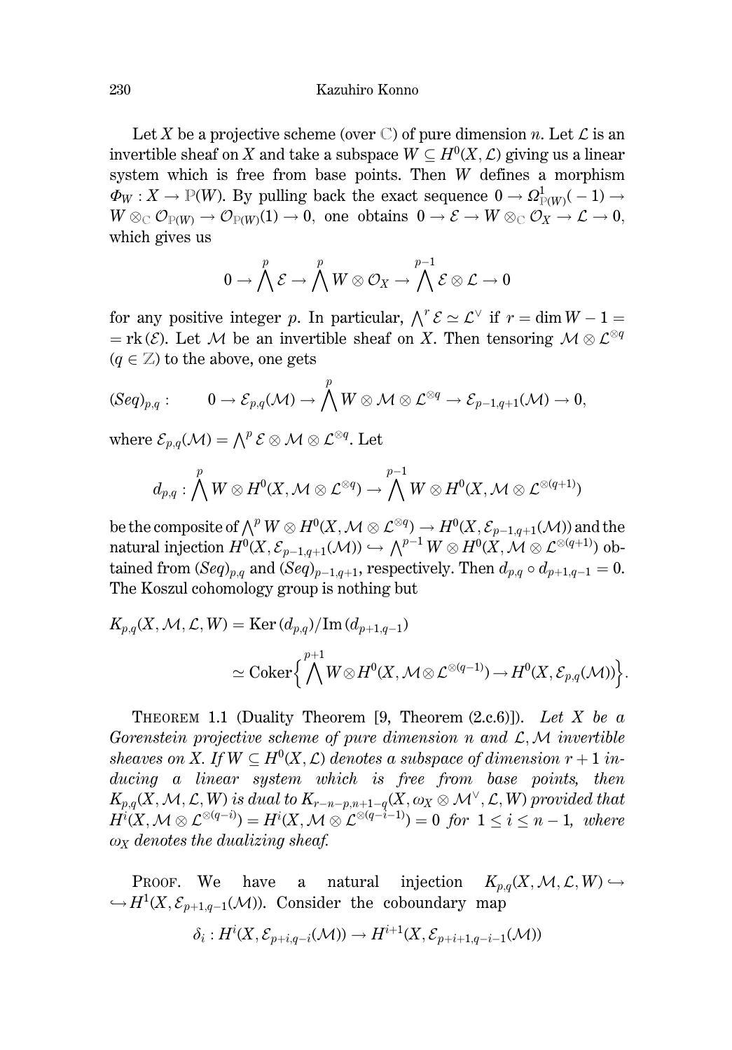Let $X$ be a projective scheme (over $\mathbb{C}$) of pure dimension $n$. Let $\mathcal{L}$ is an invertible sheaf on $X$ and take a subspace $W \subseteq H^0(X, \mathcal{L})$ giving us a linear system which is free from base points. Then $W$ defines a morphism $\Phi_W : X \to \mathbb{P}(W)$. By pulling back the exact sequence $0 \to \Omega^1_{\mathbb{P}(W)}(-1) \to W \otimes_{\mathbb{C}} \mathcal{O}_{\mathbb{P}(W)} \to \mathcal{O}_{\mathbb{P}(W)}(1) \to 0$, one obtains $0 \to \mathcal{E} \to W \otimes_{\mathbb{C}} \mathcal{O}_X \to \mathcal{L} \to 0$, which gives us

$$0 \to \bigwedge^p \mathcal{E} \to \bigwedge^p W \otimes \mathcal{O}_X \to \bigwedge^{p-1} \mathcal{E} \otimes \mathcal{L} \to 0$$

for any positive integer $p$. In particular, $\bigwedge^r \mathcal{E} \simeq \mathcal{L}^\vee$ if $r = \dim W - 1 = \mathrm{rk}(\mathcal{E})$. Let $\mathcal{M}$ be an invertible sheaf on $X$. Then tensoring $\mathcal{M} \otimes \mathcal{L}^{\otimes q}$ ($q \in \mathbb{Z}$) to the above, one gets

$$(Seq)_{p,q}: \qquad 0 \to \mathcal{E}_{p,q}(\mathcal{M}) \to \bigwedge^p W \otimes \mathcal{M} \otimes \mathcal{L}^{\otimes q} \to \mathcal{E}_{p-1,q+1}(\mathcal{M}) \to 0,$$

where $\mathcal{E}_{p,q}(\mathcal{M}) = \bigwedge^p \mathcal{E} \otimes \mathcal{M} \otimes \mathcal{L}^{\otimes q}$. Let

$$d_{p,q} : \bigwedge^p W \otimes H^0(X, \mathcal{M} \otimes \mathcal{L}^{\otimes q}) \to \bigwedge^{p-1} W \otimes H^0(X, \mathcal{M} \otimes \mathcal{L}^{\otimes (q+1)})$$

be the composite of $\bigwedge^p W \otimes H^0(X, \mathcal{M} \otimes \mathcal{L}^{\otimes q}) \to H^0(X, \mathcal{E}_{p-1,q+1}(\mathcal{M}))$ and the natural injection $H^0(X, \mathcal{E}_{p-1,q+1}(\mathcal{M})) \hookrightarrow \bigwedge^{p-1} W \otimes H^0(X, \mathcal{M} \otimes \mathcal{L}^{\otimes(q+1)})$ obtained from $(Seq)_{p,q}$ and $(Seq)_{p-1,q+1}$, respectively. Then $d_{p,q} \circ d_{p+1,q-1} = 0$. The Koszul cohomology group is nothing but

$$\begin{aligned} K_{p,q}(X, \mathcal{M}, \mathcal{L}, W) &= \mathrm{Ker}\,(d_{p,q}) / \mathrm{Im}\,(d_{p+1,q-1}) \\ &\simeq \mathrm{Coker}\Big\{ \bigwedge^{p+1} W \otimes H^0(X, \mathcal{M} \otimes \mathcal{L}^{\otimes(q-1)}) \to H^0(X, \mathcal{E}_{p,q}(\mathcal{M})) \Big\}. \end{aligned}$$

THEOREM 1.1 (Duality Theorem [9, Theorem (2.c.6)]). *Let $X$ be a Gorenstein projective scheme of pure dimension $n$ and $\mathcal{L}, \mathcal{M}$ invertible sheaves on $X$. If $W \subseteq H^0(X, \mathcal{L})$ denotes a subspace of dimension $r+1$ inducing a linear system which is free from base points, then $K_{p,q}(X, \mathcal{M}, \mathcal{L}, W)$ is dual to $K_{r-n-p, n+1-q}(X, \omega_X \otimes \mathcal{M}^\vee, \mathcal{L}, W)$ provided that $H^i(X, \mathcal{M} \otimes \mathcal{L}^{\otimes(q-i)}) = H^i(X, \mathcal{M} \otimes \mathcal{L}^{\otimes(q-i-1)}) = 0$ for $1 \leq i \leq n-1$, where $\omega_X$ denotes the dualizing sheaf.*

PROOF. We have a natural injection $K_{p,q}(X, \mathcal{M}, \mathcal{L}, W) \hookrightarrow H^1(X, \mathcal{E}_{p+1,q-1}(\mathcal{M}))$. Consider the coboundary map

$$\delta_i : H^i(X, \mathcal{E}_{p+i,q-i}(\mathcal{M})) \to H^{i+1}(X, \mathcal{E}_{p+i+1,q-i-1}(\mathcal{M}))$$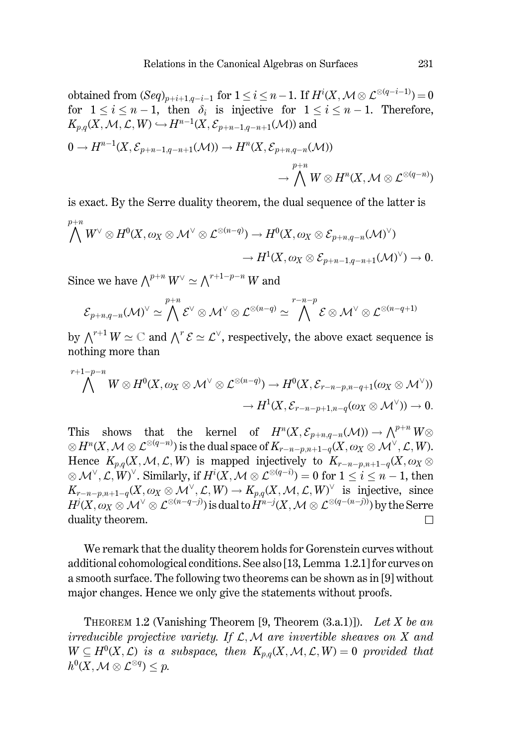obtained from $(Seq)_{p+i+1,q-i-1}$ for $1 \le i \le n-1$. If $H^i(X, \mathcal{M} \otimes \mathcal{L}^{\otimes(q-i-1)}) = 0$ for $1 \le i \le n-1$, then $\delta_i$ is injective for $1 \le i \le n-1$. Therefore, $K_{p,q}(X, \mathcal{M}, \mathcal{L}, W) \hookrightarrow H^{n-1}(X, \mathcal{E}_{p+n-1,q-n+1}(\mathcal{M}))$ and

$$0 \to H^{n-1}(X, \mathcal{E}_{p+n-1,q-n+1}(\mathcal{M})) \to H^n(X, \mathcal{E}_{p+n,q-n}(\mathcal{M})) \to \bigwedge^{p+n} W \otimes H^n(X, \mathcal{M} \otimes \mathcal{L}^{\otimes(q-n)})$$

is exact. By the Serre duality theorem, the dual sequence of the latter is

$$\bigwedge^{p+n} W^\vee \otimes H^0(X, \omega_X \otimes \mathcal{M}^\vee \otimes \mathcal{L}^{\otimes(n-q)}) \to H^0(X, \omega_X \otimes \mathcal{E}_{p+n,q-n}(\mathcal{M})^\vee) \to H^1(X, \omega_X \otimes \mathcal{E}_{p+n-1,q-n+1}(\mathcal{M})^\vee) \to 0.$$

Since we have $\bigwedge^{p+n} W^\vee \simeq \bigwedge^{r+1-p-n} W$ and

$$\mathcal{E}_{p+n,q-n}(\mathcal{M})^\vee \simeq \bigwedge^{p+n} \mathcal{E}^\vee \otimes \mathcal{M}^\vee \otimes \mathcal{L}^{\otimes(n-q)} \simeq \bigwedge^{r-n-p} \mathcal{E} \otimes \mathcal{M}^\vee \otimes \mathcal{L}^{\otimes(n-q+1)}$$

by $\bigwedge^{r+1} W \simeq \mathbb{C}$ and $\bigwedge^r \mathcal{E} \simeq \mathcal{L}^\vee$, respectively, the above exact sequence is nothing more than

$$\bigwedge^{r+1-p-n} W \otimes H^0(X, \omega_X \otimes \mathcal{M}^\vee \otimes \mathcal{L}^{\otimes(n-q)}) \to H^0(X, \mathcal{E}_{r-n-p,n-q+1}(\omega_X \otimes \mathcal{M}^\vee)) \to H^1(X, \mathcal{E}_{r-n-p+1,n-q}(\omega_X \otimes \mathcal{M}^\vee)) \to 0.$$

This shows that the kernel of $H^n(X, \mathcal{E}_{p+n,q-n}(\mathcal{M})) \to \bigwedge^{p+n} W \otimes H^n(X, \mathcal{M} \otimes \mathcal{L}^{\otimes(q-n)})$ is the dual space of $K_{r-n-p,n+1-q}(X, \omega_X \otimes \mathcal{M}^\vee, \mathcal{L}, W)$. Hence $K_{p,q}(X, \mathcal{M}, \mathcal{L}, W)$ is mapped injectively to $K_{r-n-p,n+1-q}(X, \omega_X \otimes \mathcal{M}^\vee, \mathcal{L}, W)^\vee$. Similarly, if $H^i(X, \mathcal{M} \otimes \mathcal{L}^{\otimes(q-i)}) = 0$ for $1 \le i \le n-1$, then $K_{r-n-p,n+1-q}(X, \omega_X \otimes \mathcal{M}^\vee, \mathcal{L}, W) \to K_{p,q}(X, \mathcal{M}, \mathcal{L}, W)^\vee$ is injective, since $H^j(X, \omega_X \otimes \mathcal{M}^\vee \otimes \mathcal{L}^{\otimes(n-q-j)})$ is dual to $H^{n-j}(X, \mathcal{M} \otimes \mathcal{L}^{\otimes(q-(n-j))})$ by the Serre duality theorem. □

We remark that the duality theorem holds for Gorenstein curves without additional cohomological conditions. See also [13, Lemma 1.2.1] for curves on a smooth surface. The following two theorems can be shown as in [9] without major changes. Hence we only give the statements without proofs.

THEOREM 1.2 (Vanishing Theorem [9, Theorem (3.a.1)]). *Let $X$ be an irreducible projective variety. If $\mathcal{L}, \mathcal{M}$ are invertible sheaves on $X$ and $W \subseteq H^0(X, \mathcal{L})$ is a subspace, then $K_{p,q}(X, \mathcal{M}, \mathcal{L}, W) = 0$ provided that $h^0(X, \mathcal{M} \otimes \mathcal{L}^{\otimes q}) \le p$.*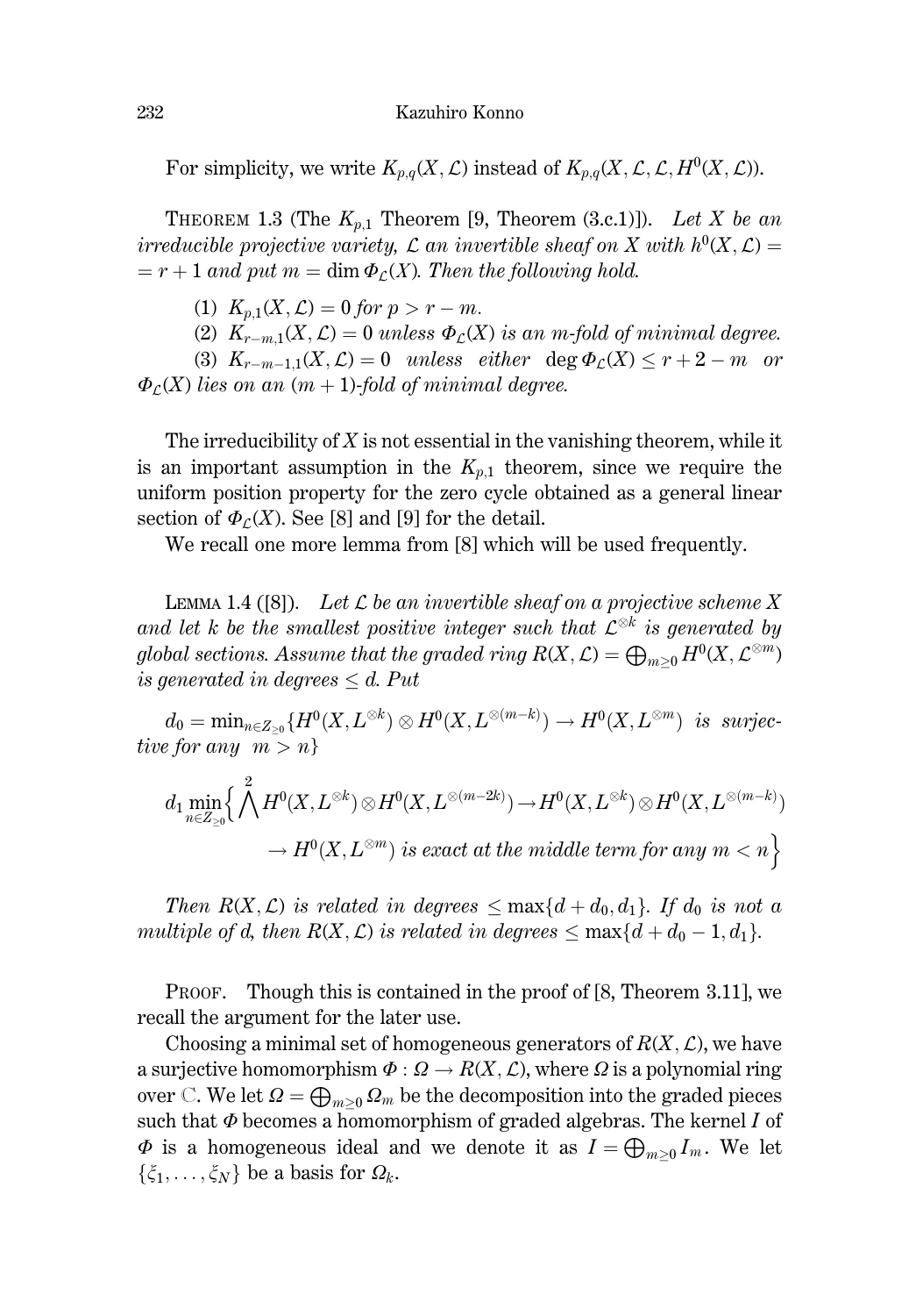For simplicity, we write $K_{p,q}(X, \mathcal{L})$ instead of $K_{p,q}(X, \mathcal{L}, \mathcal{L}, H^0(X, \mathcal{L}))$.

THEOREM 1.3 (The $K_{p,1}$ Theorem [9, Theorem (3.c.1)]). *Let $X$ be an irreducible projective variety, $\mathcal{L}$ an invertible sheaf on $X$ with $h^0(X, \mathcal{L}) = r + 1$ and put $m = \dim \Phi_{\mathcal{L}}(X)$. Then the following hold.*

(1) *$K_{p,1}(X, \mathcal{L}) = 0$ for $p > r - m$.*

(2) *$K_{r-m,1}(X, \mathcal{L}) = 0$ unless $\Phi_{\mathcal{L}}(X)$ is an $m$-fold of minimal degree.*

(3) *$K_{r-m-1,1}(X, \mathcal{L}) = 0$ unless either $\deg \Phi_{\mathcal{L}}(X) \leq r + 2 - m$ or $\Phi_{\mathcal{L}}(X)$ lies on an $(m+1)$-fold of minimal degree.*

The irreducibility of $X$ is not essential in the vanishing theorem, while it is an important assumption in the $K_{p,1}$ theorem, since we require the uniform position property for the zero cycle obtained as a general linear section of $\Phi_{\mathcal{L}}(X)$. See [8] and [9] for the detail.

We recall one more lemma from [8] which will be used frequently.

LEMMA 1.4 ([8]). *Let $\mathcal{L}$ be an invertible sheaf on a projective scheme $X$ and let $k$ be the smallest positive integer such that $\mathcal{L}^{\otimes k}$ is generated by global sections. Assume that the graded ring $R(X, \mathcal{L}) = \bigoplus_{m \geq 0} H^0(X, \mathcal{L}^{\otimes m})$ is generated in degrees $\leq d$. Put*

$d_0 = \min_{n \in Z_{\geq 0}} \{H^0(X, L^{\otimes k}) \otimes H^0(X, L^{\otimes (m-k)}) \to H^0(X, L^{\otimes m})$ *is surjective for any* $m > n\}$

$$d_1 \min_{n \in Z_{\geq 0}} \Big\{ \bigwedge^2 H^0(X, L^{\otimes k}) \otimes H^0(X, L^{\otimes (m-2k)}) \to H^0(X, L^{\otimes k}) \otimes H^0(X, L^{\otimes (m-k)}) \to H^0(X, L^{\otimes m}) \text{ is exact at the middle term for any } m < n \Big\}$$

*Then $R(X, \mathcal{L})$ is related in degrees $\leq \max\{d + d_0, d_1\}$. If $d_0$ is not a multiple of $d$, then $R(X, \mathcal{L})$ is related in degrees $\leq \max\{d + d_0 - 1, d_1\}$.*

PROOF. Though this is contained in the proof of [8, Theorem 3.11], we recall the argument for the later use.

Choosing a minimal set of homogeneous generators of $R(X, \mathcal{L})$, we have a surjective homomorphism $\Phi : \Omega \to R(X, \mathcal{L})$, where $\Omega$ is a polynomial ring over $\mathbb{C}$. We let $\Omega = \bigoplus_{m \geq 0} \Omega_m$ be the decomposition into the graded pieces such that $\Phi$ becomes a homomorphism of graded algebras. The kernel $I$ of $\Phi$ is a homogeneous ideal and we denote it as $I = \bigoplus_{m \geq 0} I_m$. We let $\{\xi_1, \ldots, \xi_N\}$ be a basis for $\Omega_k$.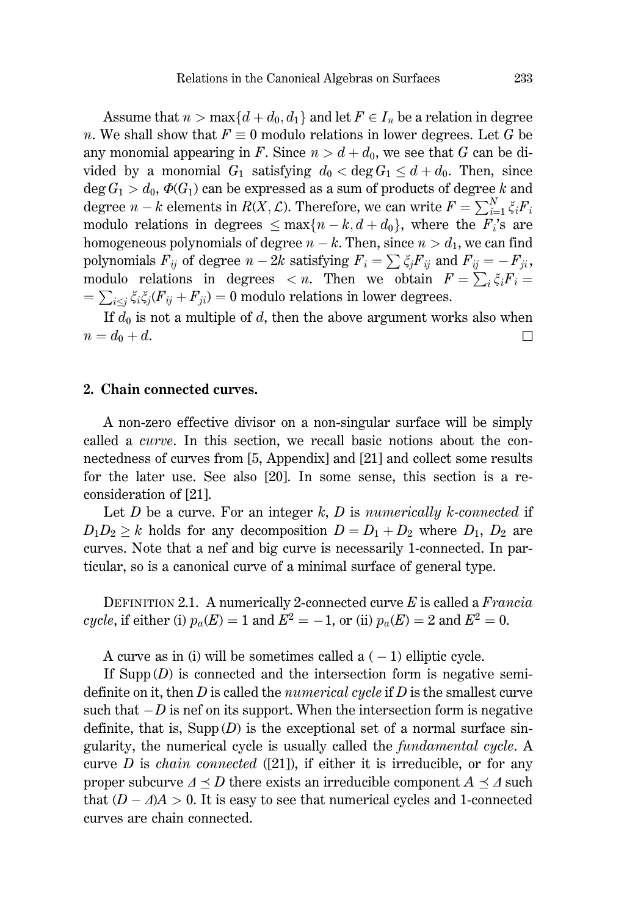Assume that $n > \max\{d + d_0, d_1\}$ and let $F \in I_n$ be a relation in degree $n$. We shall show that $F \equiv 0$ modulo relations in lower degrees. Let $G$ be any monomial appearing in $F$. Since $n > d + d_0$, we see that $G$ can be divided by a monomial $G_1$ satisfying $d_0 < \deg G_1 \leq d + d_0$. Then, since $\deg G_1 > d_0$, $\Phi(G_1)$ can be expressed as a sum of products of degree $k$ and degree $n - k$ elements in $R(X, \mathcal{L})$. Therefore, we can write $F = \sum_{i=1}^{N} \xi_i F_i$ modulo relations in degrees $\leq \max\{n - k, d + d_0\}$, where the $F_i$'s are homogeneous polynomials of degree $n - k$. Then, since $n > d_1$, we can find polynomials $F_{ij}$ of degree $n - 2k$ satisfying $F_i = \sum \xi_j F_{ij}$ and $F_{ij} = -F_{ji}$, modulo relations in degrees $< n$. Then we obtain $F = \sum_i \xi_i F_i = \sum_{i \leq j} \xi_i \xi_j (F_{ij} + F_{ji}) = 0$ modulo relations in lower degrees.

If $d_0$ is not a multiple of $d$, then the above argument works also when $n = d_0 + d$. □

## 2. Chain connected curves.

A non-zero effective divisor on a non-singular surface will be simply called a *curve*. In this section, we recall basic notions about the connectedness of curves from [5, Appendix] and [21] and collect some results for the later use. See also [20]. In some sense, this section is a reconsideration of [21].

Let $D$ be a curve. For an integer $k$, $D$ is *numerically $k$-connected* if $D_1 D_2 \geq k$ holds for any decomposition $D = D_1 + D_2$ where $D_1$, $D_2$ are curves. Note that a nef and big curve is necessarily 1-connected. In particular, so is a canonical curve of a minimal surface of general type.

Definition 2.1. A numerically 2-connected curve $E$ is called a *Francia cycle*, if either (i) $p_a(E) = 1$ and $E^2 = -1$, or (ii) $p_a(E) = 2$ and $E^2 = 0$.

A curve as in (i) will be sometimes called a $(-1)$ elliptic cycle.

If $\mathrm{Supp}\,(D)$ is connected and the intersection form is negative semi-definite on it, then $D$ is called the *numerical cycle* if $D$ is the smallest curve such that $-D$ is nef on its support. When the intersection form is negative definite, that is, $\mathrm{Supp}\,(D)$ is the exceptional set of a normal surface singularity, the numerical cycle is usually called the *fundamental cycle*. A curve $D$ is *chain connected* ([21]), if either it is irreducible, or for any proper subcurve $\Delta \preceq D$ there exists an irreducible component $A \preceq \Delta$ such that $(D - \Delta)A > 0$. It is easy to see that numerical cycles and 1-connected curves are chain connected.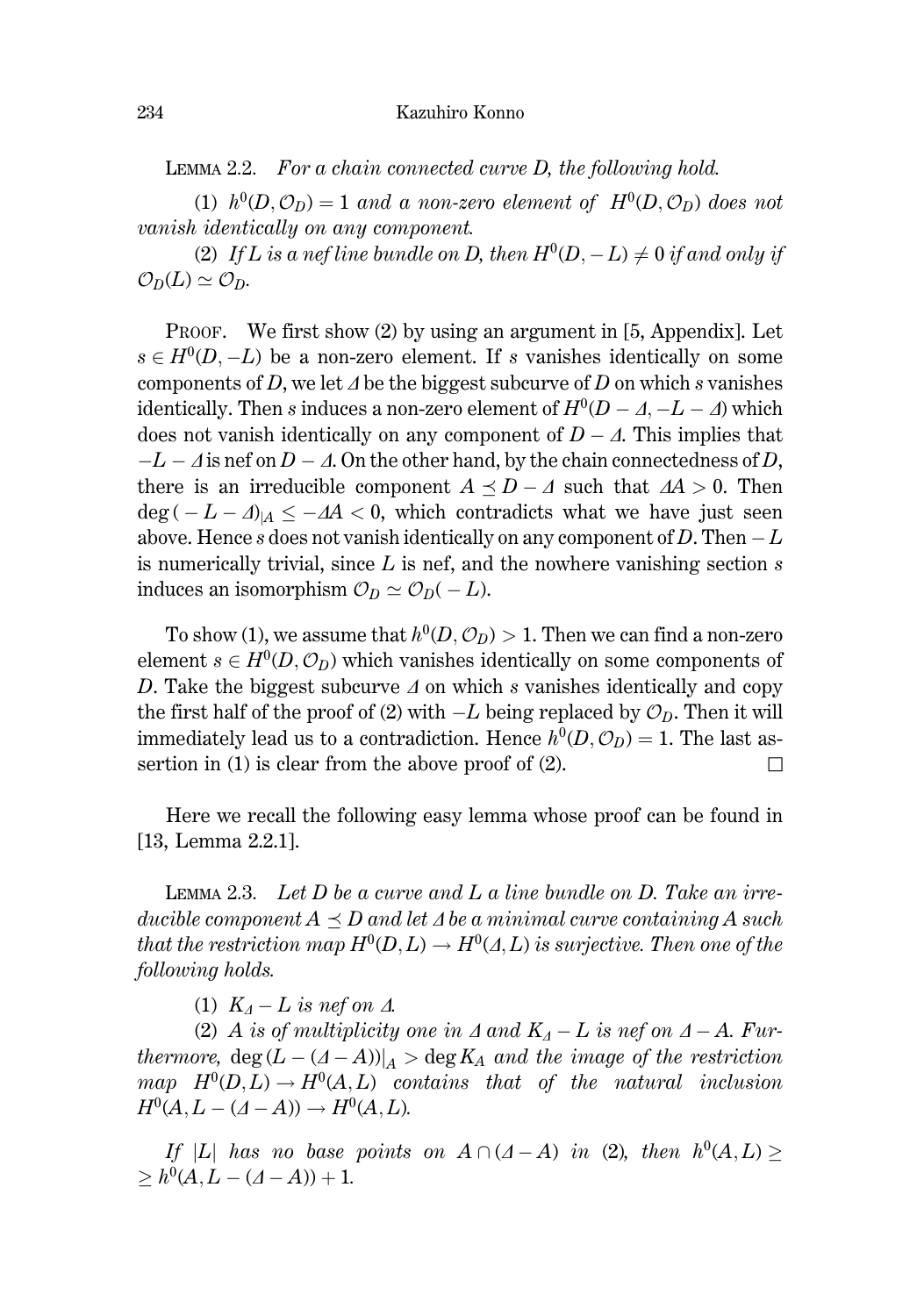Lemma 2.2. *For a chain connected curve $D$, the following hold.*

(1) *$h^0(D, \mathcal{O}_D) = 1$ and a non-zero element of $H^0(D, \mathcal{O}_D)$ does not vanish identically on any component.*

(2) *If $L$ is a nef line bundle on $D$, then $H^0(D, -L) \neq 0$ if and only if $\mathcal{O}_D(L) \simeq \mathcal{O}_D$.*

Proof. We first show (2) by using an argument in [5, Appendix]. Let $s \in H^0(D, -L)$ be a non-zero element. If $s$ vanishes identically on some components of $D$, we let $\Delta$ be the biggest subcurve of $D$ on which $s$ vanishes identically. Then $s$ induces a non-zero element of $H^0(D - \Delta, -L - \Delta)$ which does not vanish identically on any component of $D - \Delta$. This implies that $-L - \Delta$ is nef on $D - \Delta$. On the other hand, by the chain connectedness of $D$, there is an irreducible component $A \preceq D - \Delta$ such that $\Delta A > 0$. Then $\deg(-L - \Delta)_{|A} \leq -\Delta A < 0$, which contradicts what we have just seen above. Hence $s$ does not vanish identically on any component of $D$. Then $-L$ is numerically trivial, since $L$ is nef, and the nowhere vanishing section $s$ induces an isomorphism $\mathcal{O}_D \simeq \mathcal{O}_D(-L)$.

To show (1), we assume that $h^0(D, \mathcal{O}_D) > 1$. Then we can find a non-zero element $s \in H^0(D, \mathcal{O}_D)$ which vanishes identically on some components of $D$. Take the biggest subcurve $\Delta$ on which $s$ vanishes identically and copy the first half of the proof of (2) with $-L$ being replaced by $\mathcal{O}_D$. Then it will immediately lead us to a contradiction. Hence $h^0(D, \mathcal{O}_D) = 1$. The last assertion in (1) is clear from the above proof of (2). □

Here we recall the following easy lemma whose proof can be found in [13, Lemma 2.2.1].

Lemma 2.3. *Let $D$ be a curve and $L$ a line bundle on $D$. Take an irreducible component $A \preceq D$ and let $\Delta$ be a minimal curve containing $A$ such that the restriction map $H^0(D, L) \to H^0(\Delta, L)$ is surjective. Then one of the following holds.*

(1) *$K_\Delta - L$ is nef on $\Delta$.*

(2) *$A$ is of multiplicity one in $\Delta$ and $K_\Delta - L$ is nef on $\Delta - A$. Furthermore, $\deg(L - (\Delta - A))|_A > \deg K_A$ and the image of the restriction map $H^0(D, L) \to H^0(A, L)$ contains that of the natural inclusion $H^0(A, L - (\Delta - A)) \to H^0(A, L)$.*

*If $|L|$ has no base points on $A \cap (\Delta - A)$ in (2), then $h^0(A, L) \geq h^0(A, L - (\Delta - A)) + 1$.*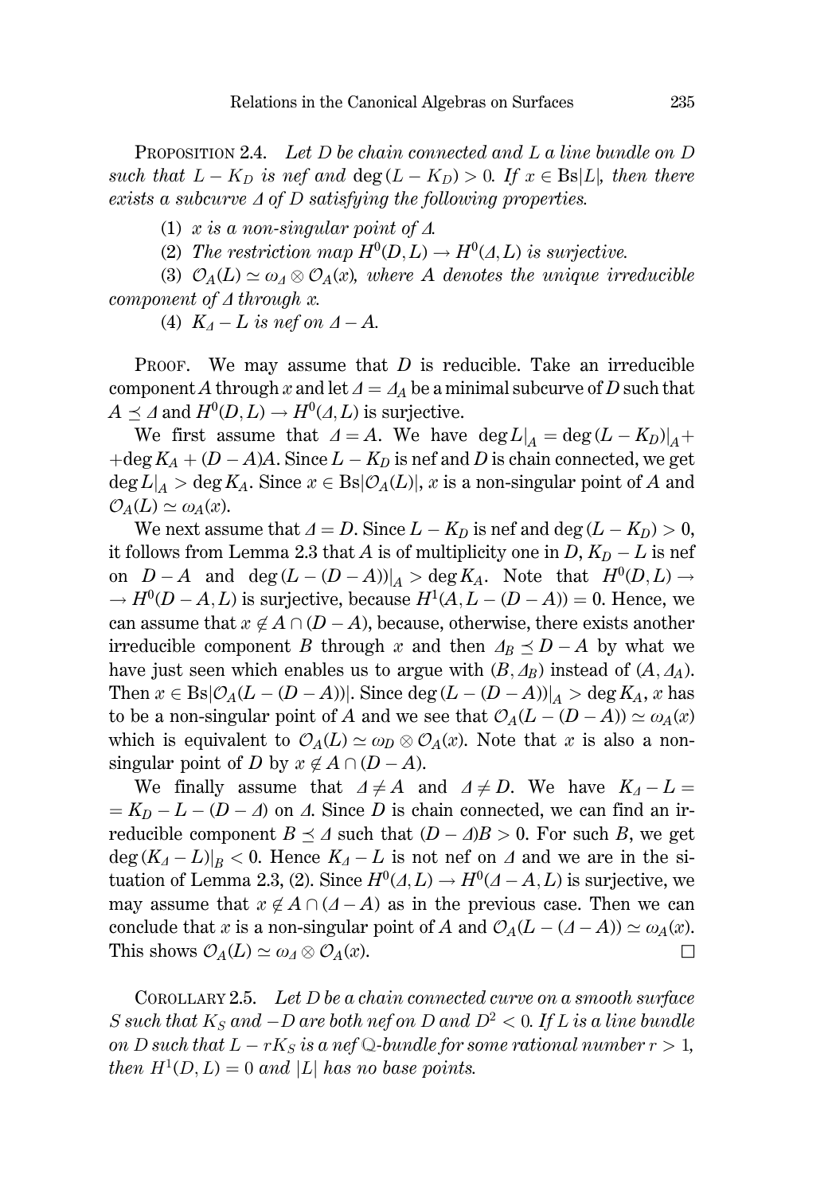PROPOSITION 2.4. *Let $D$ be chain connected and $L$ a line bundle on $D$ such that $L - K_D$ is nef and $\deg(L - K_D) > 0$. If $x \in \mathrm{Bs}|L|$, then there exists a subcurve $\Delta$ of $D$ satisfying the following properties.*

(1) *$x$ is a non-singular point of $\Delta$.*

(2) *The restriction map $H^0(D, L) \to H^0(\Delta, L)$ is surjective.*

(3) *$\mathcal{O}_A(L) \simeq \omega_\Delta \otimes \mathcal{O}_A(x)$, where $A$ denotes the unique irreducible component of $\Delta$ through $x$.*

(4) *$K_\Delta - L$ is nef on $\Delta - A$.*

PROOF. We may assume that $D$ is reducible. Take an irreducible component $A$ through $x$ and let $\Delta = \Delta_A$ be a minimal subcurve of $D$ such that $A \preceq \Delta$ and $H^0(D, L) \to H^0(\Delta, L)$ is surjective.

We first assume that $\Delta = A$. We have $\deg L|_A = \deg(L - K_D)|_A + \deg K_A + (D - A)A$. Since $L - K_D$ is nef and $D$ is chain connected, we get $\deg L|_A > \deg K_A$. Since $x \in \mathrm{Bs}|\mathcal{O}_A(L)|$, $x$ is a non-singular point of $A$ and $\mathcal{O}_A(L) \simeq \omega_A(x)$.

We next assume that $\Delta = D$. Since $L - K_D$ is nef and $\deg(L - K_D) > 0$, it follows from Lemma 2.3 that $A$ is of multiplicity one in $D$, $K_D - L$ is nef on $D - A$ and $\deg(L - (D - A))|_A > \deg K_A$. Note that $H^0(D, L) \to H^0(D - A, L)$ is surjective, because $H^1(A, L - (D - A)) = 0$. Hence, we can assume that $x \notin A \cap (D - A)$, because, otherwise, there exists another irreducible component $B$ through $x$ and then $\Delta_B \preceq D - A$ by what we have just seen which enables us to argue with $(B, \Delta_B)$ instead of $(A, \Delta_A)$. Then $x \in \mathrm{Bs}|\mathcal{O}_A(L - (D - A))|$. Since $\deg(L - (D - A))|_A > \deg K_A$, $x$ has to be a non-singular point of $A$ and we see that $\mathcal{O}_A(L - (D - A)) \simeq \omega_A(x)$ which is equivalent to $\mathcal{O}_A(L) \simeq \omega_D \otimes \mathcal{O}_A(x)$. Note that $x$ is also a non-singular point of $D$ by $x \notin A \cap (D - A)$.

We finally assume that $\Delta \neq A$ and $\Delta \neq D$. We have $K_\Delta - L = K_D - L - (D - \Delta)$ on $\Delta$. Since $D$ is chain connected, we can find an irreducible component $B \preceq \Delta$ such that $(D - \Delta)B > 0$. For such $B$, we get $\deg(K_\Delta - L)|_B < 0$. Hence $K_\Delta - L$ is not nef on $\Delta$ and we are in the situation of Lemma 2.3, (2). Since $H^0(\Delta, L) \to H^0(\Delta - A, L)$ is surjective, we may assume that $x \notin A \cap (\Delta - A)$ as in the previous case. Then we can conclude that $x$ is a non-singular point of $A$ and $\mathcal{O}_A(L - (\Delta - A)) \simeq \omega_A(x)$. This shows $\mathcal{O}_A(L) \simeq \omega_\Delta \otimes \mathcal{O}_A(x)$. □

COROLLARY 2.5. *Let $D$ be a chain connected curve on a smooth surface $S$ such that $K_S$ and $-D$ are both nef on $D$ and $D^2 < 0$. If $L$ is a line bundle on $D$ such that $L - rK_S$ is a nef $\mathbb{Q}$-bundle for some rational number $r > 1$, then $H^1(D, L) = 0$ and $|L|$ has no base points.*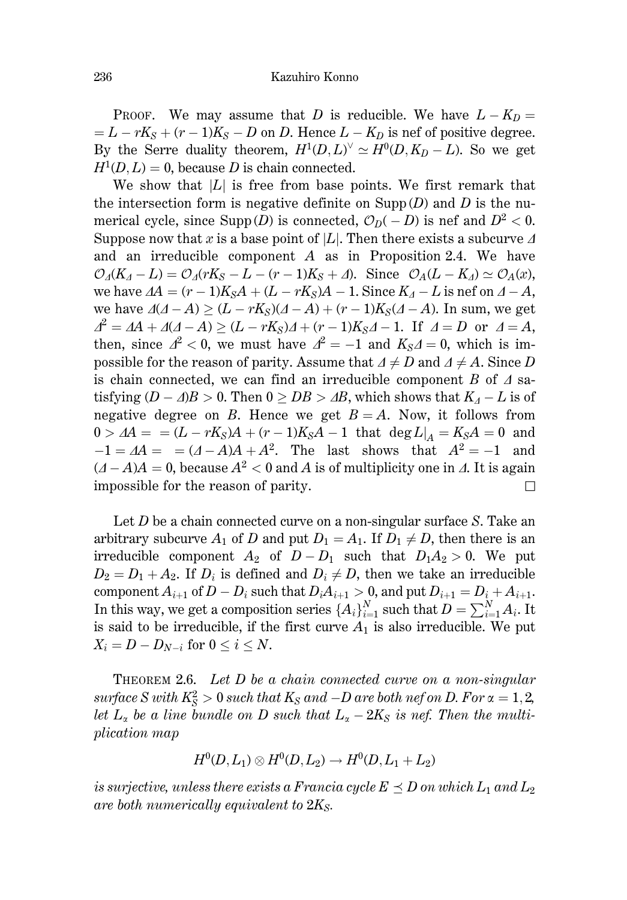PROOF. We may assume that $D$ is reducible. We have $L - K_D = L - rK_S + (r-1)K_S - D$ on $D$. Hence $L - K_D$ is nef of positive degree. By the Serre duality theorem, $H^1(D, L)^\vee \simeq H^0(D, K_D - L)$. So we get $H^1(D, L) = 0$, because $D$ is chain connected.

We show that $|L|$ is free from base points. We first remark that the intersection form is negative definite on $\mathrm{Supp}(D)$ and $D$ is the numerical cycle, since $\mathrm{Supp}(D)$ is connected, $\mathcal{O}_D(-D)$ is nef and $D^2 < 0$. Suppose now that $x$ is a base point of $|L|$. Then there exists a subcurve $\Delta$ and an irreducible component $A$ as in Proposition 2.4. We have $\mathcal{O}_\Delta(K_\Delta - L) = \mathcal{O}_\Delta(rK_S - L - (r-1)K_S + \Delta)$. Since $\mathcal{O}_A(L - K_\Delta) \simeq \mathcal{O}_A(x)$, we have $\Delta A = (r-1)K_S A + (L - rK_S)A - 1$. Since $K_\Delta - L$ is nef on $\Delta - A$, we have $\Delta(\Delta - A) \geq (L - rK_S)(\Delta - A) + (r-1)K_S(\Delta - A)$. In sum, we get $\Delta^2 = \Delta A + \Delta(\Delta - A) \geq (L - rK_S)\Delta + (r-1)K_S\Delta - 1$. If $\Delta = D$ or $\Delta = A$, then, since $\Delta^2 < 0$, we must have $\Delta^2 = -1$ and $K_S\Delta = 0$, which is impossible for the reason of parity. Assume that $\Delta \neq D$ and $\Delta \neq A$. Since $D$ is chain connected, we can find an irreducible component $B$ of $\Delta$ satisfying $(D - \Delta)B > 0$. Then $0 \geq DB > \Delta B$, which shows that $K_\Delta - L$ is of negative degree on $B$. Hence we get $B = A$. Now, it follows from $0 > \Delta A = = (L - rK_S)A + (r-1)K_S A - 1$ that $\deg L|_A = K_S A = 0$ and $-1 = \Delta A = = (\Delta - A)A + A^2$. The last shows that $A^2 = -1$ and $(\Delta - A)A = 0$, because $A^2 < 0$ and $A$ is of multiplicity one in $\Delta$. It is again impossible for the reason of parity. $\square$

Let $D$ be a chain connected curve on a non-singular surface $S$. Take an arbitrary subcurve $A_1$ of $D$ and put $D_1 = A_1$. If $D_1 \neq D$, then there is an irreducible component $A_2$ of $D - D_1$ such that $D_1 A_2 > 0$. We put $D_2 = D_1 + A_2$. If $D_i$ is defined and $D_i \neq D$, then we take an irreducible component $A_{i+1}$ of $D - D_i$ such that $D_i A_{i+1} > 0$, and put $D_{i+1} = D_i + A_{i+1}$. In this way, we get a composition series $\{A_i\}_{i=1}^N$ such that $D = \sum_{i=1}^N A_i$. It is said to be irreducible, if the first curve $A_1$ is also irreducible. We put $X_i = D - D_{N-i}$ for $0 \leq i \leq N$.

THEOREM 2.6. *Let $D$ be a chain connected curve on a non-singular surface $S$ with $K_S^2 > 0$ such that $K_S$ and $-D$ are both nef on $D$. For $\alpha = 1, 2$, let $L_\alpha$ be a line bundle on $D$ such that $L_\alpha - 2K_S$ is nef. Then the multiplication map*

$$H^0(D, L_1) \otimes H^0(D, L_2) \to H^0(D, L_1 + L_2)$$

*is surjective, unless there exists a Francia cycle $E \preceq D$ on which $L_1$ and $L_2$ are both numerically equivalent to $2K_S$.*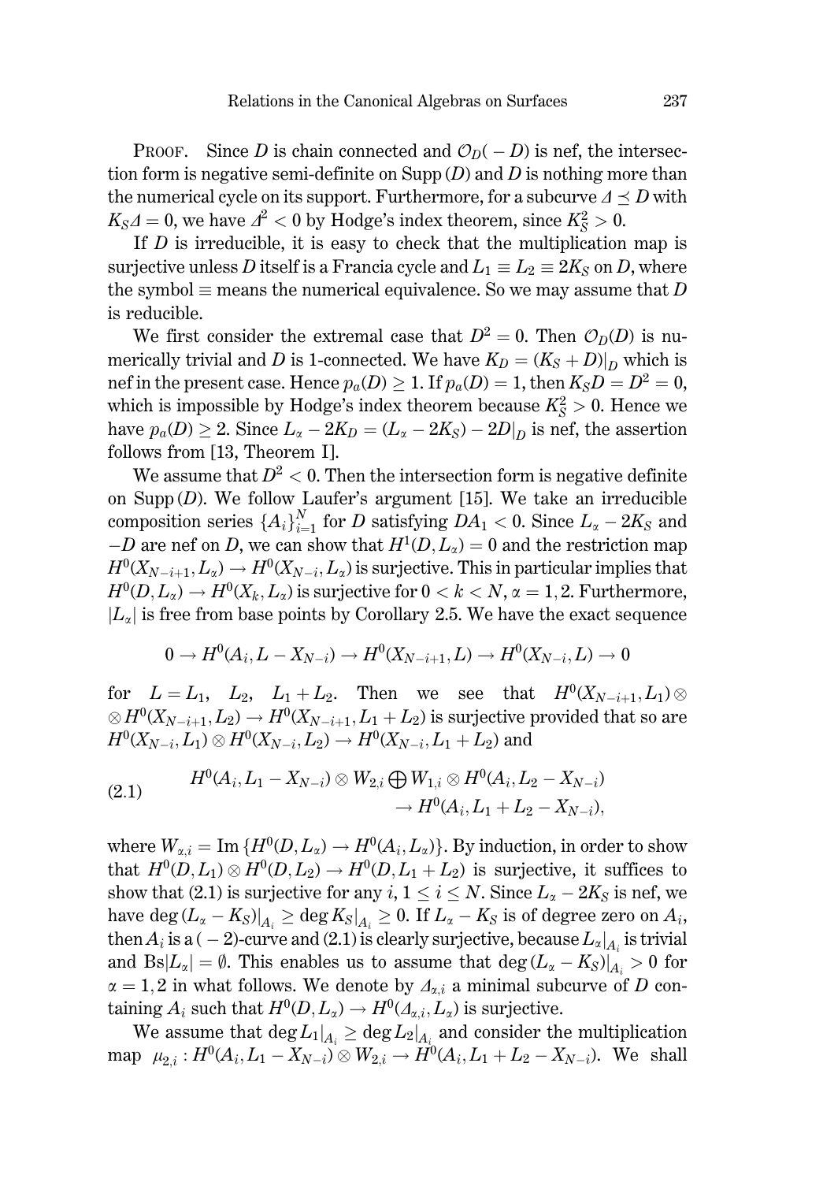PROOF. Since $D$ is chain connected and $\mathcal{O}_D(-D)$ is nef, the intersection form is negative semi-definite on $\mathrm{Supp}(D)$ and $D$ is nothing more than the numerical cycle on its support. Furthermore, for a subcurve $\Delta \preceq D$ with $K_S\Delta = 0$, we have $\Delta^2 < 0$ by Hodge's index theorem, since $K_S^2 > 0$.

If $D$ is irreducible, it is easy to check that the multiplication map is surjective unless $D$ itself is a Francia cycle and $L_1 \equiv L_2 \equiv 2K_S$ on $D$, where the symbol $\equiv$ means the numerical equivalence. So we may assume that $D$ is reducible.

We first consider the extremal case that $D^2 = 0$. Then $\mathcal{O}_D(D)$ is numerically trivial and $D$ is 1-connected. We have $K_D = (K_S + D)|_D$ which is nef in the present case. Hence $p_a(D) \geq 1$. If $p_a(D) = 1$, then $K_S D = D^2 = 0$, which is impossible by Hodge's index theorem because $K_S^2 > 0$. Hence we have $p_a(D) \geq 2$. Since $L_\alpha - 2K_D = (L_\alpha - 2K_S) - 2D|_D$ is nef, the assertion follows from [13, Theorem I].

We assume that $D^2 < 0$. Then the intersection form is negative definite on $\mathrm{Supp}(D)$. We follow Laufer's argument [15]. We take an irreducible composition series $\{A_i\}_{i=1}^N$ for $D$ satisfying $DA_1 < 0$. Since $L_\alpha - 2K_S$ and $-D$ are nef on $D$, we can show that $H^1(D, L_\alpha) = 0$ and the restriction map $H^0(X_{N-i+1}, L_\alpha) \to H^0(X_{N-i}, L_\alpha)$ is surjective. This in particular implies that $H^0(D, L_\alpha) \to H^0(X_k, L_\alpha)$ is surjective for $0 < k < N$, $\alpha = 1, 2$. Furthermore, $|L_\alpha|$ is free from base points by Corollary 2.5. We have the exact sequence

$$0 \to H^0(A_i, L - X_{N-i}) \to H^0(X_{N-i+1}, L) \to H^0(X_{N-i}, L) \to 0$$

for $L = L_1$, $L_2$, $L_1 + L_2$. Then we see that $H^0(X_{N-i+1}, L_1) \otimes H^0(X_{N-i+1}, L_2) \to H^0(X_{N-i+1}, L_1 + L_2)$ is surjective provided that so are $H^0(X_{N-i}, L_1) \otimes H^0(X_{N-i}, L_2) \to H^0(X_{N-i}, L_1 + L_2)$ and

$$\begin{aligned} H^0(A_i, L_1 - X_{N-i}) \otimes W_{2,i} \bigoplus W_{1,i} \otimes H^0(A_i, L_2 - X_{N-i}) \\ \to H^0(A_i, L_1 + L_2 - X_{N-i}), \end{aligned} \tag{2.1}$$

where $W_{\alpha,i} = \mathrm{Im}\,\{H^0(D, L_\alpha) \to H^0(A_i, L_\alpha)\}$. By induction, in order to show that $H^0(D, L_1) \otimes H^0(D, L_2) \to H^0(D, L_1 + L_2)$ is surjective, it suffices to show that (2.1) is surjective for any $i$, $1 \leq i \leq N$. Since $L_\alpha - 2K_S$ is nef, we have $\deg(L_\alpha - K_S)|_{A_i} \geq \deg K_S|_{A_i} \geq 0$. If $L_\alpha - K_S$ is of degree zero on $A_i$, then $A_i$ is a $(-2)$-curve and (2.1) is clearly surjective, because $L_\alpha|_{A_i}$ is trivial and $\mathrm{Bs}|L_\alpha| = \emptyset$. This enables us to assume that $\deg(L_\alpha - K_S)|_{A_i} > 0$ for $\alpha = 1, 2$ in what follows. We denote by $\Delta_{\alpha,i}$ a minimal subcurve of $D$ containing $A_i$ such that $H^0(D, L_\alpha) \to H^0(\Delta_{\alpha,i}, L_\alpha)$ is surjective.

We assume that $\deg L_1|_{A_i} \geq \deg L_2|_{A_i}$ and consider the multiplication map $\mu_{2,i} : H^0(A_i, L_1 - X_{N-i}) \otimes W_{2,i} \to H^0(A_i, L_1 + L_2 - X_{N-i})$. We shall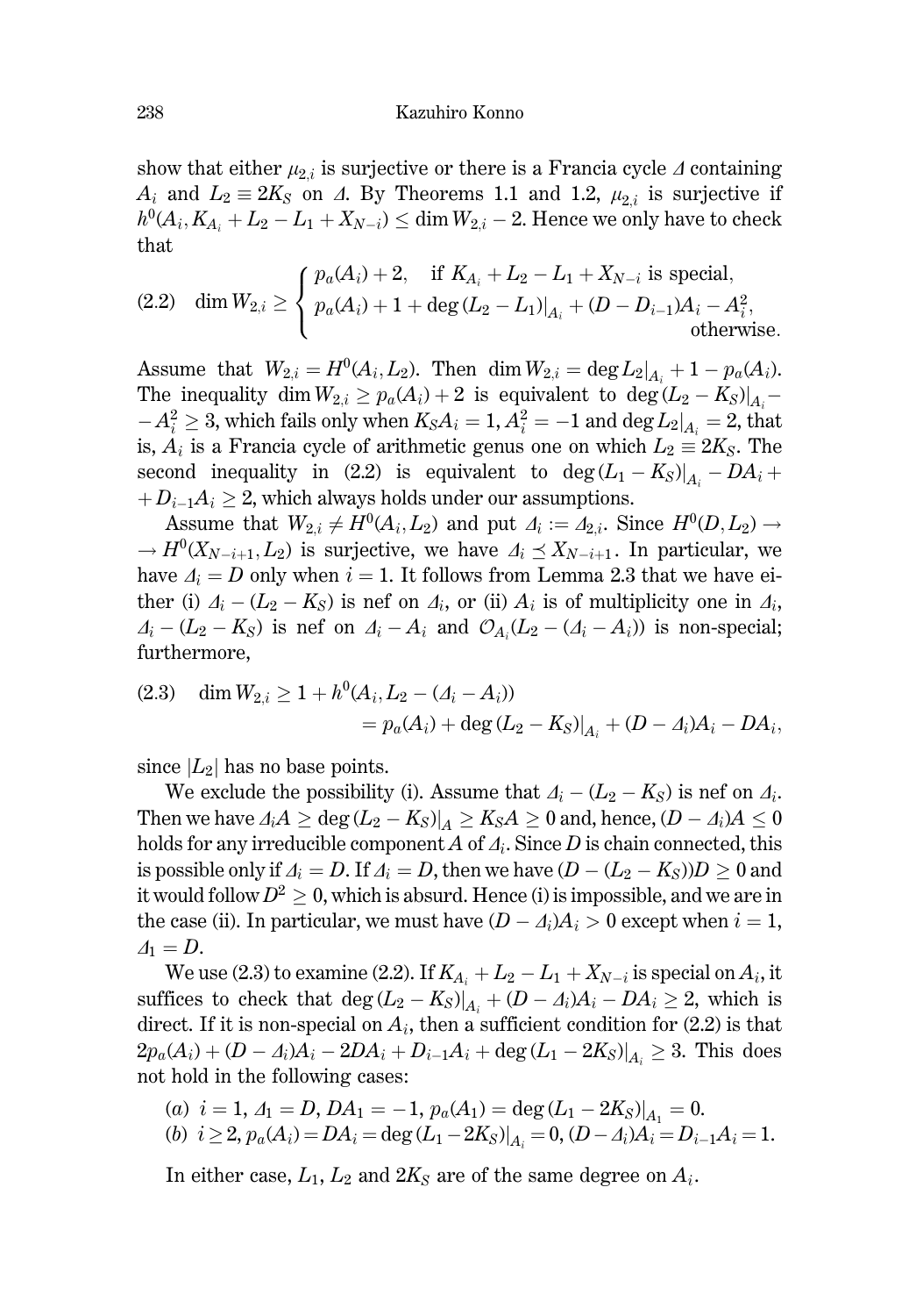show that either $\mu_{2,i}$ is surjective or there is a Francia cycle $\Delta$ containing $A_i$ and $L_2 \equiv 2K_S$ on $\Delta$. By Theorems 1.1 and 1.2, $\mu_{2,i}$ is surjective if $h^0(A_i, K_{A_i} + L_2 - L_1 + X_{N-i}) \leq \dim W_{2,i} - 2$. Hence we only have to check that

$$
(2.2) \quad \dim W_{2,i} \geq \begin{cases} p_a(A_i) + 2, & \text{if } K_{A_i} + L_2 - L_1 + X_{N-i} \text{ is special}, \\ p_a(A_i) + 1 + \deg (L_2 - L_1)|_{A_i} + (D - D_{i-1})A_i - A_i^2, & \text{otherwise}. \end{cases}
$$

Assume that $W_{2,i} = H^0(A_i, L_2)$. Then $\dim W_{2,i} = \deg L_2|_{A_i} + 1 - p_a(A_i)$. The inequality $\dim W_{2,i} \geq p_a(A_i) + 2$ is equivalent to $\deg (L_2 - K_S)|_{A_i} - A_i^2 \geq 3$, which fails only when $K_S A_i = 1$, $A_i^2 = -1$ and $\deg L_2|_{A_i} = 2$, that is, $A_i$ is a Francia cycle of arithmetic genus one on which $L_2 \equiv 2K_S$. The second inequality in (2.2) is equivalent to $\deg (L_1 - K_S)|_{A_i} - DA_i + D_{i-1}A_i \geq 2$, which always holds under our assumptions.

Assume that $W_{2,i} \neq H^0(A_i, L_2)$ and put $\Delta_i := \Delta_{2,i}$. Since $H^0(D, L_2) \to H^0(X_{N-i+1}, L_2)$ is surjective, we have $\Delta_i \preceq X_{N-i+1}$. In particular, we have $\Delta_i = D$ only when $i = 1$. It follows from Lemma 2.3 that we have either (i) $\Delta_i - (L_2 - K_S)$ is nef on $\Delta_i$, or (ii) $A_i$ is of multiplicity one in $\Delta_i$, $\Delta_i - (L_2 - K_S)$ is nef on $\Delta_i - A_i$ and $\mathcal{O}_{A_i}(L_2 - (\Delta_i - A_i))$ is non-special; furthermore,

$$
(2.3) \quad \dim W_{2,i} \geq 1 + h^0(A_i, L_2 - (\Delta_i - A_i)) = p_a(A_i) + \deg (L_2 - K_S)|_{A_i} + (D - \Delta_i)A_i - DA_i,
$$

since $|L_2|$ has no base points.

We exclude the possibility (i). Assume that $\Delta_i - (L_2 - K_S)$ is nef on $\Delta_i$. Then we have $\Delta_i A \geq \deg (L_2 - K_S)|_A \geq K_S A \geq 0$ and, hence, $(D - \Delta_i)A \leq 0$ holds for any irreducible component $A$ of $\Delta_i$. Since $D$ is chain connected, this is possible only if $\Delta_i = D$. If $\Delta_i = D$, then we have $(D - (L_2 - K_S))D \geq 0$ and it would follow $D^2 \geq 0$, which is absurd. Hence (i) is impossible, and we are in the case (ii). In particular, we must have $(D - \Delta_i)A_i > 0$ except when $i = 1$, $\Delta_1 = D$.

We use (2.3) to examine (2.2). If $K_{A_i} + L_2 - L_1 + X_{N-i}$ is special on $A_i$, it suffices to check that $\deg (L_2 - K_S)|_{A_i} + (D - \Delta_i)A_i - DA_i \geq 2$, which is direct. If it is non-special on $A_i$, then a sufficient condition for (2.2) is that $2p_a(A_i) + (D - \Delta_i)A_i - 2DA_i + D_{i-1}A_i + \deg (L_1 - 2K_S)|_{A_i} \geq 3$. This does not hold in the following cases:

(*a*) $i = 1$, $\Delta_1 = D$, $DA_1 = -1$, $p_a(A_1) = \deg (L_1 - 2K_S)|_{A_1} = 0$.

(*b*) $i \geq 2$, $p_a(A_i) = DA_i = \deg (L_1 - 2K_S)|_{A_i} = 0$, $(D - \Delta_i)A_i = D_{i-1}A_i = 1$.

In either case, $L_1$, $L_2$ and $2K_S$ are of the same degree on $A_i$.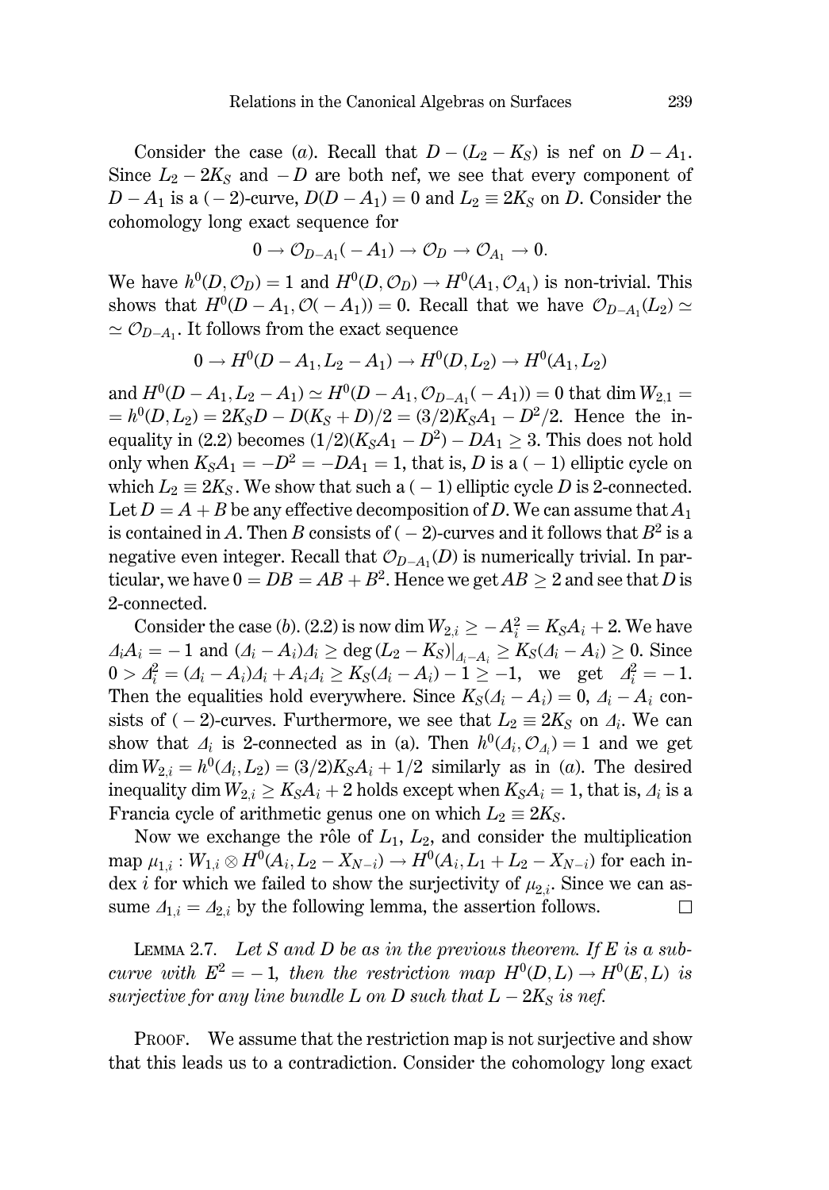Consider the case $(a)$. Recall that $D-(L_2-K_S)$ is nef on $D-A_1$. Since $L_2-2K_S$ and $-D$ are both nef, we see that every component of $D-A_1$ is a $(-2)$-curve, $D(D-A_1)=0$ and $L_2 \equiv 2K_S$ on $D$. Consider the cohomology long exact sequence for

$$0 \to \mathcal{O}_{D-A_1}(-A_1) \to \mathcal{O}_D \to \mathcal{O}_{A_1} \to 0.$$

We have $h^0(D,\mathcal{O}_D)=1$ and $H^0(D,\mathcal{O}_D) \to H^0(A_1,\mathcal{O}_{A_1})$ is non-trivial. This shows that $H^0(D-A_1,\mathcal{O}(-A_1))=0$. Recall that we have $\mathcal{O}_{D-A_1}(L_2) \simeq \mathcal{O}_{D-A_1}$. It follows from the exact sequence

$$0 \to H^0(D-A_1, L_2-A_1) \to H^0(D,L_2) \to H^0(A_1,L_2)$$

and $H^0(D-A_1,L_2-A_1) \simeq H^0(D-A_1,\mathcal{O}_{D-A_1}(-A_1))=0$ that $\dim W_{2,1} = h^0(D,L_2) = 2K_SD - D(K_S+D)/2 = (3/2)K_SA_1 - D^2/2$. Hence the inequality in (2.2) becomes $(1/2)(K_SA_1-D^2)-DA_1 \geq 3$. This does not hold only when $K_SA_1 = -D^2 = -DA_1 = 1$, that is, $D$ is a $(-1)$ elliptic cycle on which $L_2 \equiv 2K_S$. We show that such a $(-1)$ elliptic cycle $D$ is 2-connected. Let $D=A+B$ be any effective decomposition of $D$. We can assume that $A_1$ is contained in $A$. Then $B$ consists of $(-2)$-curves and it follows that $B^2$ is a negative even integer. Recall that $\mathcal{O}_{D-A_1}(D)$ is numerically trivial. In particular, we have $0=DB=AB+B^2$. Hence we get $AB \geq 2$ and see that $D$ is 2-connected.

Consider the case $(b)$. (2.2) is now $\dim W_{2,i} \geq -A_i^2 = K_SA_i+2$. We have $\Delta_iA_i=-1$ and $(\Delta_i-A_i)\Delta_i \geq \deg(L_2-K_S)|_{\Delta_i-A_i} \geq K_S(\Delta_i-A_i) \geq 0$. Since $0 > \Delta_i^2 = (\Delta_i-A_i)\Delta_i + A_i\Delta_i \geq K_S(\Delta_i-A_i)-1 \geq -1$, we get $\Delta_i^2=-1$. Then the equalities hold everywhere. Since $K_S(\Delta_i-A_i)=0$, $\Delta_i-A_i$ consists of $(-2)$-curves. Furthermore, we see that $L_2 \equiv 2K_S$ on $\Delta_i$. We can show that $\Delta_i$ is 2-connected as in (a). Then $h^0(\Delta_i,\mathcal{O}_{\Delta_i})=1$ and we get $\dim W_{2,i} = h^0(\Delta_i,L_2) = (3/2)K_SA_i+1/2$ similarly as in $(a)$. The desired inequality $\dim W_{2,i} \geq K_SA_i+2$ holds except when $K_SA_i=1$, that is, $\Delta_i$ is a Francia cycle of arithmetic genus one on which $L_2 \equiv 2K_S$.

Now we exchange the rôle of $L_1$, $L_2$, and consider the multiplication map $\mu_{1,i} : W_{1,i} \otimes H^0(A_i, L_2-X_{N-i}) \to H^0(A_i, L_1+L_2-X_{N-i})$ for each index $i$ for which we failed to show the surjectivity of $\mu_{2,i}$. Since we can assume $\Delta_{1,i}=\Delta_{2,i}$ by the following lemma, the assertion follows. □

Lemma 2.7. *Let $S$ and $D$ be as in the previous theorem. If $E$ is a subcurve with $E^2=-1$, then the restriction map $H^0(D,L) \to H^0(E,L)$ is surjective for any line bundle $L$ on $D$ such that $L-2K_S$ is nef.*

Proof. We assume that the restriction map is not surjective and show that this leads us to a contradiction. Consider the cohomology long exact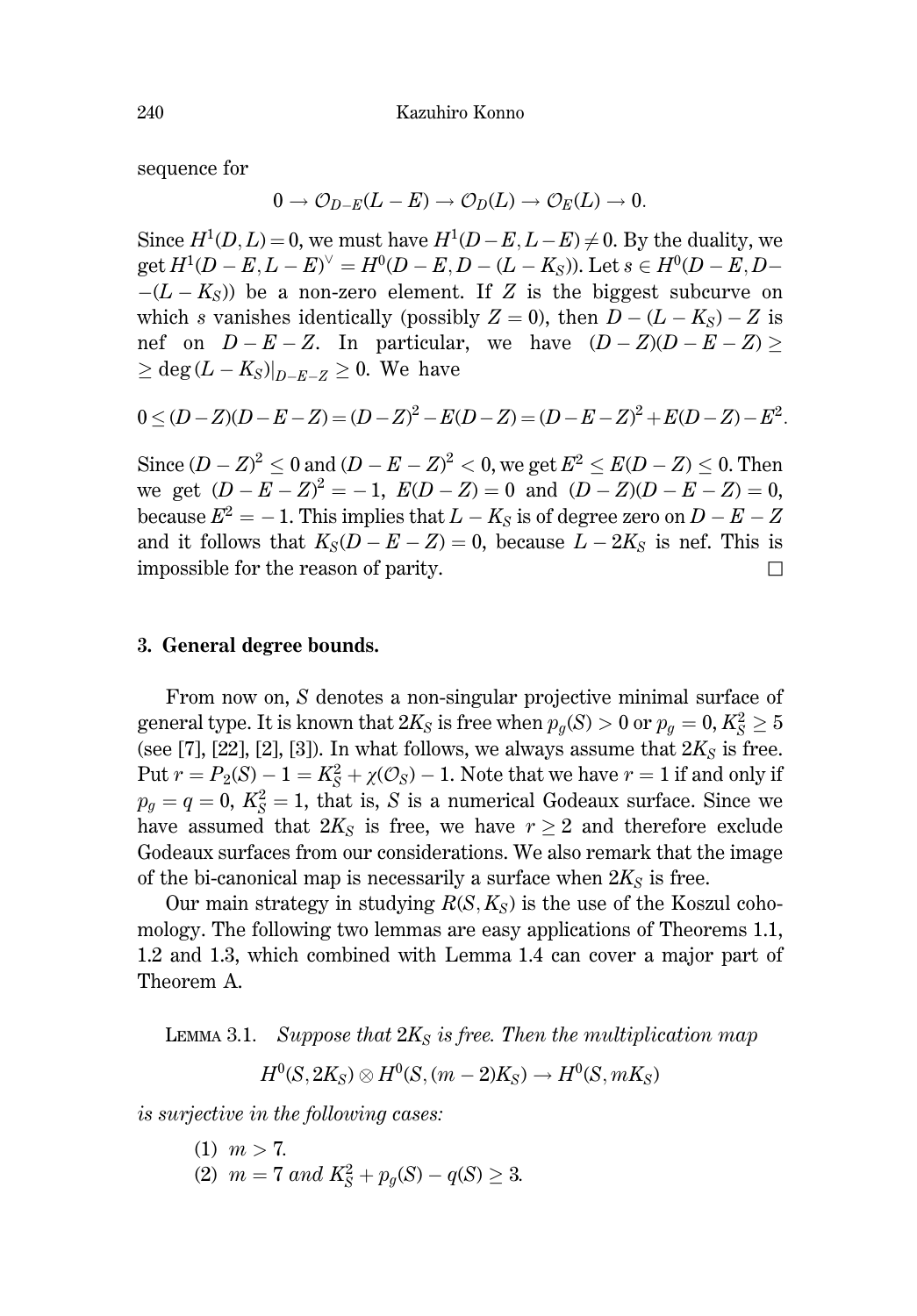sequence for

$$0 \to \mathcal{O}_{D-E}(L-E) \to \mathcal{O}_D(L) \to \mathcal{O}_E(L) \to 0.$$

Since $H^1(D, L) = 0$, we must have $H^1(D-E, L-E) \neq 0$. By the duality, we get $H^1(D-E, L-E)^\vee = H^0(D-E, D-(L-K_S))$. Let $s \in H^0(D-E, D-(L-K_S))$ be a non-zero element. If $Z$ is the biggest subcurve on which $s$ vanishes identically (possibly $Z = 0$), then $D-(L-K_S)-Z$ is nef on $D-E-Z$. In particular, we have $(D-Z)(D-E-Z) \geq \deg(L-K_S)|_{D-E-Z} \geq 0$. We have

$$0 \leq (D-Z)(D-E-Z) = (D-Z)^2 - E(D-Z) = (D-E-Z)^2 + E(D-Z) - E^2.$$

Since $(D-Z)^2 \leq 0$ and $(D-E-Z)^2 < 0$, we get $E^2 \leq E(D-Z) \leq 0$. Then we get $(D-E-Z)^2 = -1$, $E(D-Z) = 0$ and $(D-Z)(D-E-Z) = 0$, because $E^2 = -1$. This implies that $L-K_S$ is of degree zero on $D-E-Z$ and it follows that $K_S(D-E-Z) = 0$, because $L-2K_S$ is nef. This is impossible for the reason of parity. $\square$

## 3. General degree bounds.

From now on, $S$ denotes a non-singular projective minimal surface of general type. It is known that $2K_S$ is free when $p_g(S) > 0$ or $p_g = 0$, $K_S^2 \geq 5$ (see [7], [22], [2], [3]). In what follows, we always assume that $2K_S$ is free. Put $r = P_2(S) - 1 = K_S^2 + \chi(\mathcal{O}_S) - 1$. Note that we have $r = 1$ if and only if $p_g = q = 0$, $K_S^2 = 1$, that is, $S$ is a numerical Godeaux surface. Since we have assumed that $2K_S$ is free, we have $r \geq 2$ and therefore exclude Godeaux surfaces from our considerations. We also remark that the image of the bi-canonical map is necessarily a surface when $2K_S$ is free.

Our main strategy in studying $R(S, K_S)$ is the use of the Koszul cohomology. The following two lemmas are easy applications of Theorems 1.1, 1.2 and 1.3, which combined with Lemma 1.4 can cover a major part of Theorem A.

Lemma 3.1. *Suppose that $2K_S$ is free. Then the multiplication map*

$$H^0(S, 2K_S) \otimes H^0(S, (m-2)K_S) \to H^0(S, mK_S)$$

*is surjective in the following cases:*

(1) $m > 7$.
(2) $m = 7$ *and* $K_S^2 + p_g(S) - q(S) \geq 3$.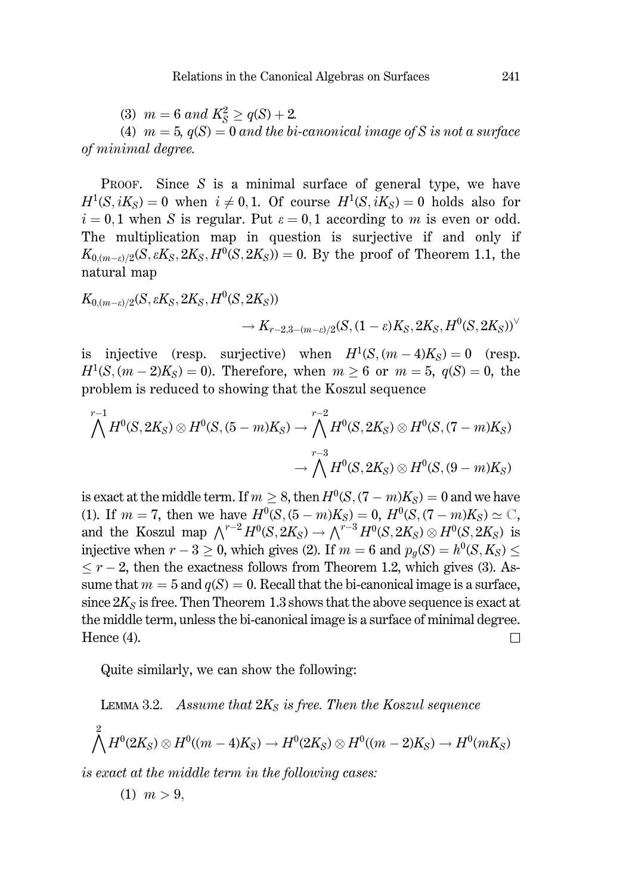(3) $m = 6$ *and* $K_S^2 \geq q(S) + 2$.

(4) $m = 5$, $q(S) = 0$ *and the bi-canonical image of* $S$ *is not a surface of minimal degree.*

PROOF. Since $S$ is a minimal surface of general type, we have $H^1(S, iK_S) = 0$ when $i \neq 0, 1$. Of course $H^1(S, iK_S) = 0$ holds also for $i = 0, 1$ when $S$ is regular. Put $\varepsilon = 0, 1$ according to $m$ is even or odd. The multiplication map in question is surjective if and only if $K_{0,(m-\varepsilon)/2}(S, \varepsilon K_S, 2K_S, H^0(S, 2K_S)) = 0$. By the proof of Theorem 1.1, the natural map

$$K_{0,(m-\varepsilon)/2}(S, \varepsilon K_S, 2K_S, H^0(S, 2K_S)) \\ \rightarrow K_{r-2,3-(m-\varepsilon)/2}(S, (1-\varepsilon)K_S, 2K_S, H^0(S, 2K_S))^\vee$$

is injective (resp. surjective) when $H^1(S, (m-4)K_S) = 0$ (resp. $H^1(S, (m-2)K_S) = 0$). Therefore, when $m \geq 6$ or $m = 5$, $q(S) = 0$, the problem is reduced to showing that the Koszul sequence

$$\bigwedge^{r-1} H^0(S, 2K_S) \otimes H^0(S, (5-m)K_S) \rightarrow \bigwedge^{r-2} H^0(S, 2K_S) \otimes H^0(S, (7-m)K_S) \\ \rightarrow \bigwedge^{r-3} H^0(S, 2K_S) \otimes H^0(S, (9-m)K_S)$$

is exact at the middle term. If $m \geq 8$, then $H^0(S, (7-m)K_S) = 0$ and we have (1). If $m = 7$, then we have $H^0(S, (5-m)K_S) = 0$, $H^0(S, (7-m)K_S) \simeq \mathbb{C}$, and the Koszul map $\bigwedge^{r-2} H^0(S, 2K_S) \rightarrow \bigwedge^{r-3} H^0(S, 2K_S) \otimes H^0(S, 2K_S)$ is injective when $r - 3 \geq 0$, which gives (2). If $m = 6$ and $p_g(S) = h^0(S, K_S) \leq r - 2$, then the exactness follows from Theorem 1.2, which gives (3). Assume that $m = 5$ and $q(S) = 0$. Recall that the bi-canonical image is a surface, since $2K_S$ is free. Then Theorem 1.3 shows that the above sequence is exact at the middle term, unless the bi-canonical image is a surface of minimal degree. Hence (4). $\square$

Quite similarly, we can show the following:

LEMMA 3.2. *Assume that* $2K_S$ *is free. Then the Koszul sequence*

$$\bigwedge^{2} H^0(2K_S) \otimes H^0((m-4)K_S) \rightarrow H^0(2K_S) \otimes H^0((m-2)K_S) \rightarrow H^0(mK_S)$$

*is exact at the middle term in the following cases:*

(1) $m > 9$,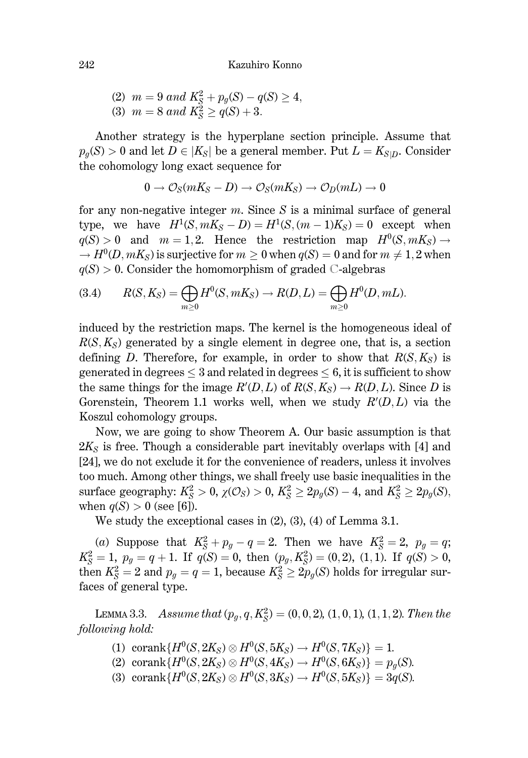(2) $m = 9$ *and* $K_S^2 + p_g(S) - q(S) \geq 4$,

(3) $m = 8$ *and* $K_S^2 \geq q(S) + 3$.

Another strategy is the hyperplane section principle. Assume that $p_g(S) > 0$ and let $D \in |K_S|$ be a general member. Put $L = K_{S|D}$. Consider the cohomology long exact sequence for

$$0 \to \mathcal{O}_S(mK_S - D) \to \mathcal{O}_S(mK_S) \to \mathcal{O}_D(mL) \to 0$$

for any non-negative integer $m$. Since $S$ is a minimal surface of general type, we have $H^1(S, mK_S - D) = H^1(S, (m-1)K_S) = 0$ except when $q(S) > 0$ and $m = 1, 2$. Hence the restriction map $H^0(S, mK_S) \to \to H^0(D, mK_S)$ is surjective for $m \geq 0$ when $q(S) = 0$ and for $m \neq 1, 2$ when $q(S) > 0$. Consider the homomorphism of graded $\mathbb{C}$-algebras

$$R(S, K_S) = \bigoplus_{m \geq 0} H^0(S, mK_S) \to R(D, L) = \bigoplus_{m \geq 0} H^0(D, mL). \tag{3.4}$$

induced by the restriction maps. The kernel is the homogeneous ideal of $R(S, K_S)$ generated by a single element in degree one, that is, a section defining $D$. Therefore, for example, in order to show that $R(S, K_S)$ is generated in degrees $\leq 3$ and related in degrees $\leq 6$, it is sufficient to show the same things for the image $R'(D, L)$ of $R(S, K_S) \to R(D, L)$. Since $D$ is Gorenstein, Theorem 1.1 works well, when we study $R'(D, L)$ via the Koszul cohomology groups.

Now, we are going to show Theorem A. Our basic assumption is that $2K_S$ is free. Though a considerable part inevitably overlaps with [4] and [24], we do not exclude it for the convenience of readers, unless it involves too much. Among other things, we shall freely use basic inequalities in the surface geography: $K_S^2 > 0$, $\chi(\mathcal{O}_S) > 0$, $K_S^2 \geq 2p_g(S) - 4$, and $K_S^2 \geq 2p_g(S)$, when $q(S) > 0$ (see [6]).

We study the exceptional cases in (2), (3), (4) of Lemma 3.1.

($a$) Suppose that $K_S^2 + p_g - q = 2$. Then we have $K_S^2 = 2$, $p_g = q$; $K_S^2 = 1$, $p_g = q + 1$. If $q(S) = 0$, then $(p_g, K_S^2) = (0, 2)$, $(1, 1)$. If $q(S) > 0$, then $K_S^2 = 2$ and $p_g = q = 1$, because $K_S^2 \geq 2p_g(S)$ holds for irregular surfaces of general type.

LEMMA 3.3. *Assume that* $(p_g, q, K_S^2) = (0, 0, 2)$, $(1, 0, 1)$, $(1, 1, 2)$. *Then the following hold:*

(1) $\operatorname{corank}\{H^0(S, 2K_S) \otimes H^0(S, 5K_S) \to H^0(S, 7K_S)\} = 1$.

(2) $\operatorname{corank}\{H^0(S, 2K_S) \otimes H^0(S, 4K_S) \to H^0(S, 6K_S)\} = p_g(S)$.

(3) $\operatorname{corank}\{H^0(S, 2K_S) \otimes H^0(S, 3K_S) \to H^0(S, 5K_S)\} = 3q(S)$.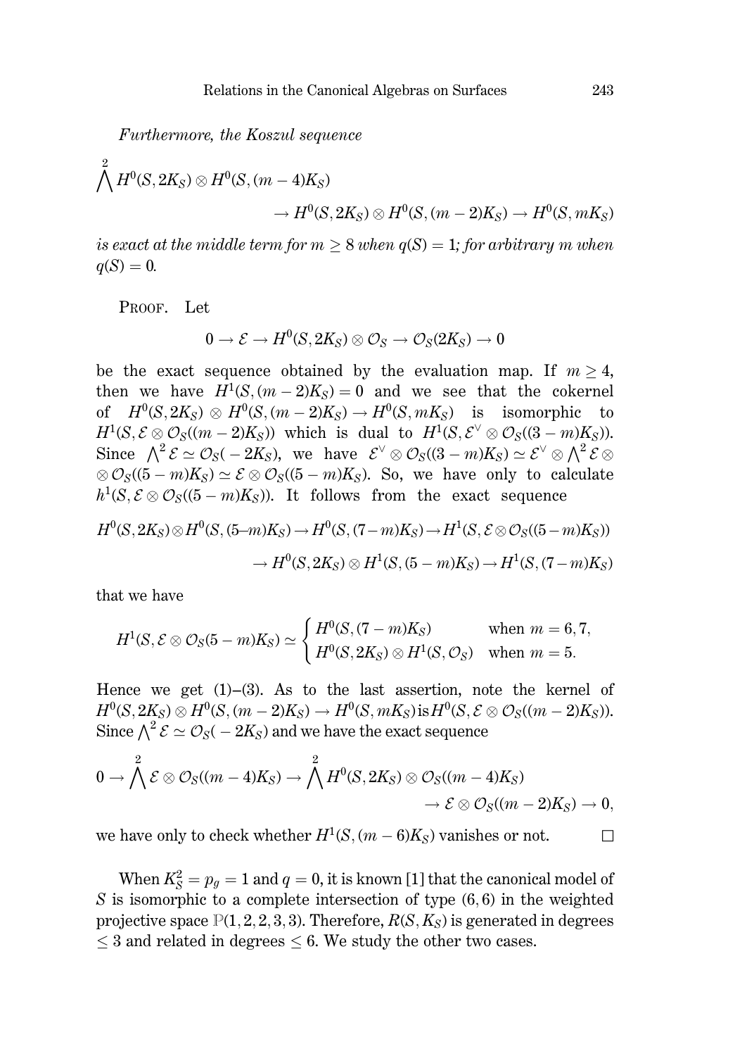*Furthermore, the Koszul sequence*

$$\bigwedge^2 H^0(S, 2K_S) \otimes H^0(S, (m-4)K_S)$$
$$\to H^0(S, 2K_S) \otimes H^0(S, (m-2)K_S) \to H^0(S, mK_S)$$

*is exact at the middle term for $m \geq 8$ when $q(S) = 1$; for arbitrary $m$ when $q(S) = 0$.*

Proof. Let

$$0 \to \mathcal{E} \to H^0(S, 2K_S) \otimes \mathcal{O}_S \to \mathcal{O}_S(2K_S) \to 0$$

be the exact sequence obtained by the evaluation map. If $m \geq 4$, then we have $H^1(S, (m-2)K_S) = 0$ and we see that the cokernel of $H^0(S, 2K_S) \otimes H^0(S, (m-2)K_S) \to H^0(S, mK_S)$ is isomorphic to $H^1(S, \mathcal{E} \otimes \mathcal{O}_S((m-2)K_S))$ which is dual to $H^1(S, \mathcal{E}^\vee \otimes \mathcal{O}_S((3-m)K_S))$. Since $\bigwedge^2 \mathcal{E} \simeq \mathcal{O}_S(-2K_S)$, we have $\mathcal{E}^\vee \otimes \mathcal{O}_S((3-m)K_S) \simeq \mathcal{E}^\vee \otimes \bigwedge^2 \mathcal{E} \otimes \mathcal{O}_S((5-m)K_S) \simeq \mathcal{E} \otimes \mathcal{O}_S((5-m)K_S)$. So, we have only to calculate $h^1(S, \mathcal{E} \otimes \mathcal{O}_S((5-m)K_S))$. It follows from the exact sequence

$$H^0(S, 2K_S) \otimes H^0(S, (5–m)K_S) \to H^0(S, (7-m)K_S) \to H^1(S, \mathcal{E} \otimes \mathcal{O}_S((5-m)K_S))$$
$$\to H^0(S, 2K_S) \otimes H^1(S, (5-m)K_S) \to H^1(S, (7-m)K_S)$$

that we have

$$H^1(S, \mathcal{E} \otimes \mathcal{O}_S(5-m)K_S) \simeq \begin{cases} H^0(S, (7-m)K_S) & \text{when } m = 6, 7, \\ H^0(S, 2K_S) \otimes H^1(S, \mathcal{O}_S) & \text{when } m = 5. \end{cases}$$

Hence we get (1)–(3). As to the last assertion, note the kernel of $H^0(S, 2K_S) \otimes H^0(S, (m-2)K_S) \to H^0(S, mK_S)$ is $H^0(S, \mathcal{E} \otimes \mathcal{O}_S((m-2)K_S))$. Since $\bigwedge^2 \mathcal{E} \simeq \mathcal{O}_S(-2K_S)$ and we have the exact sequence

$$0 \to \bigwedge^2 \mathcal{E} \otimes \mathcal{O}_S((m-4)K_S) \to \bigwedge^2 H^0(S, 2K_S) \otimes \mathcal{O}_S((m-4)K_S)$$
$$\to \mathcal{E} \otimes \mathcal{O}_S((m-2)K_S) \to 0,$$

we have only to check whether $H^1(S, (m-6)K_S)$ vanishes or not. $\square$

When $K_S^2 = p_g = 1$ and $q = 0$, it is known [1] that the canonical model of $S$ is isomorphic to a complete intersection of type $(6, 6)$ in the weighted projective space $\mathbb{P}(1, 2, 2, 3, 3)$. Therefore, $R(S, K_S)$ is generated in degrees $\leq 3$ and related in degrees $\leq 6$. We study the other two cases.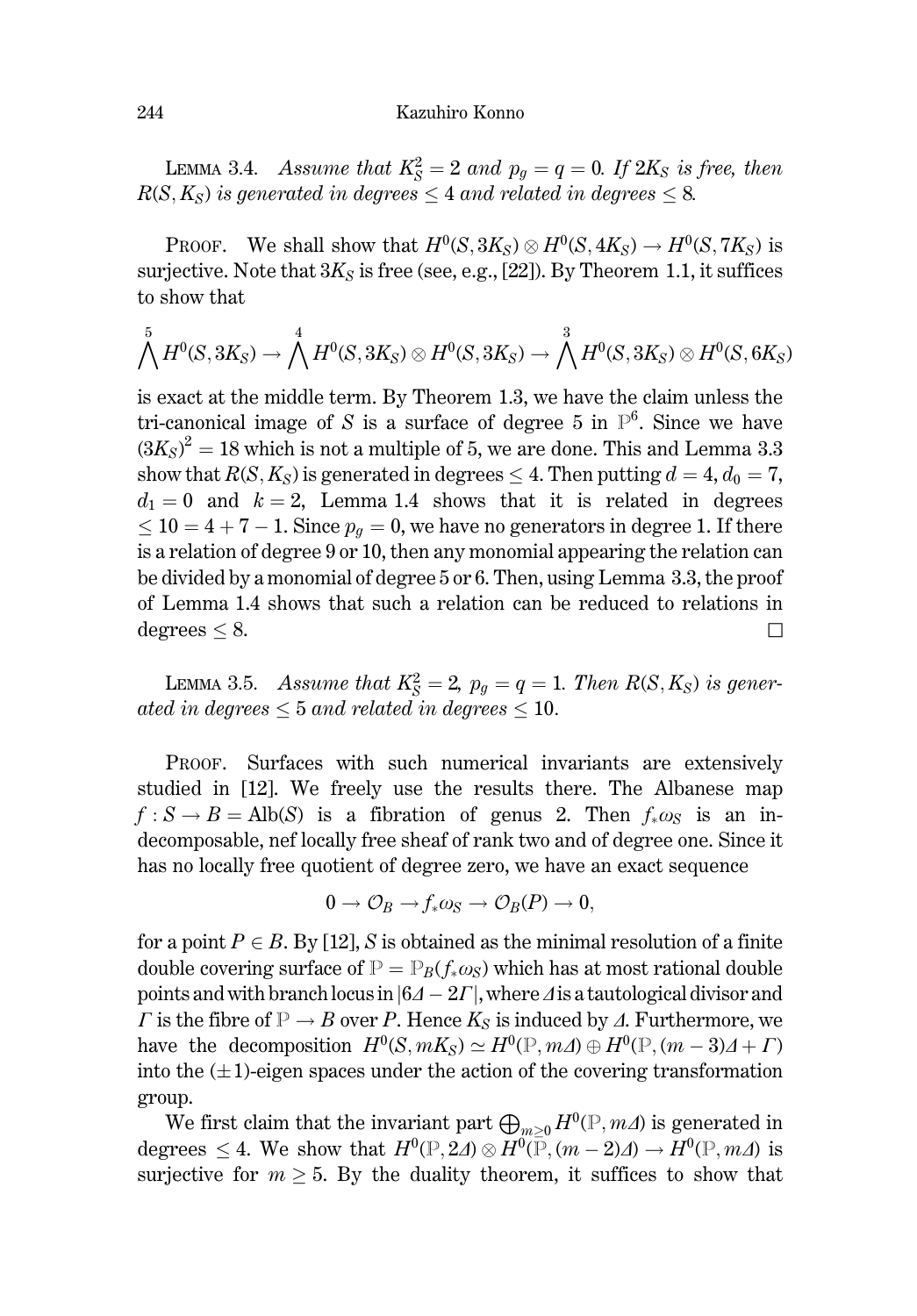LEMMA 3.4. *Assume that $K_S^2 = 2$ and $p_g = q = 0$. If $2K_S$ is free, then $R(S, K_S)$ is generated in degrees $\leq 4$ and related in degrees $\leq 8$.*

PROOF. We shall show that $H^0(S, 3K_S) \otimes H^0(S, 4K_S) \to H^0(S, 7K_S)$ is surjective. Note that $3K_S$ is free (see, e.g., [22]). By Theorem 1.1, it suffices to show that

$$\bigwedge^5 H^0(S, 3K_S) \to \bigwedge^4 H^0(S, 3K_S) \otimes H^0(S, 3K_S) \to \bigwedge^3 H^0(S, 3K_S) \otimes H^0(S, 6K_S)$$

is exact at the middle term. By Theorem 1.3, we have the claim unless the tri-canonical image of $S$ is a surface of degree 5 in $\mathbb{P}^6$. Since we have $(3K_S)^2 = 18$ which is not a multiple of 5, we are done. This and Lemma 3.3 show that $R(S, K_S)$ is generated in degrees $\leq 4$. Then putting $d = 4$, $d_0 = 7$, $d_1 = 0$ and $k = 2$, Lemma 1.4 shows that it is related in degrees $\leq 10 = 4 + 7 - 1$. Since $p_g = 0$, we have no generators in degree 1. If there is a relation of degree 9 or 10, then any monomial appearing the relation can be divided by a monomial of degree 5 or 6. Then, using Lemma 3.3, the proof of Lemma 1.4 shows that such a relation can be reduced to relations in degrees $\leq 8$. $\square$

LEMMA 3.5. *Assume that $K_S^2 = 2$, $p_g = q = 1$. Then $R(S, K_S)$ is generated in degrees $\leq 5$ and related in degrees $\leq 10$.*

PROOF. Surfaces with such numerical invariants are extensively studied in [12]. We freely use the results there. The Albanese map $f : S \to B = \mathrm{Alb}(S)$ is a fibration of genus 2. Then $f_*\omega_S$ is an indecomposable, nef locally free sheaf of rank two and of degree one. Since it has no locally free quotient of degree zero, we have an exact sequence

$$0 \to \mathcal{O}_B \to f_*\omega_S \to \mathcal{O}_B(P) \to 0,$$

for a point $P \in B$. By [12], $S$ is obtained as the minimal resolution of a finite double covering surface of $\mathbb{P} = \mathbb{P}_B(f_*\omega_S)$ which has at most rational double points and with branch locus in $|6\Delta - 2\Gamma|$, where $\Delta$ is a tautological divisor and $\Gamma$ is the fibre of $\mathbb{P} \to B$ over $P$. Hence $K_S$ is induced by $\Delta$. Furthermore, we have the decomposition $H^0(S, mK_S) \simeq H^0(\mathbb{P}, m\Delta) \oplus H^0(\mathbb{P}, (m-3)\Delta + \Gamma)$ into the $(\pm 1)$-eigen spaces under the action of the covering transformation group.

We first claim that the invariant part $\bigoplus_{m \geq 0} H^0(\mathbb{P}, m\Delta)$ is generated in degrees $\leq 4$. We show that $H^0(\mathbb{P}, 2\Delta) \otimes H^0(\mathbb{P}, (m-2)\Delta) \to H^0(\mathbb{P}, m\Delta)$ is surjective for $m \geq 5$. By the duality theorem, it suffices to show that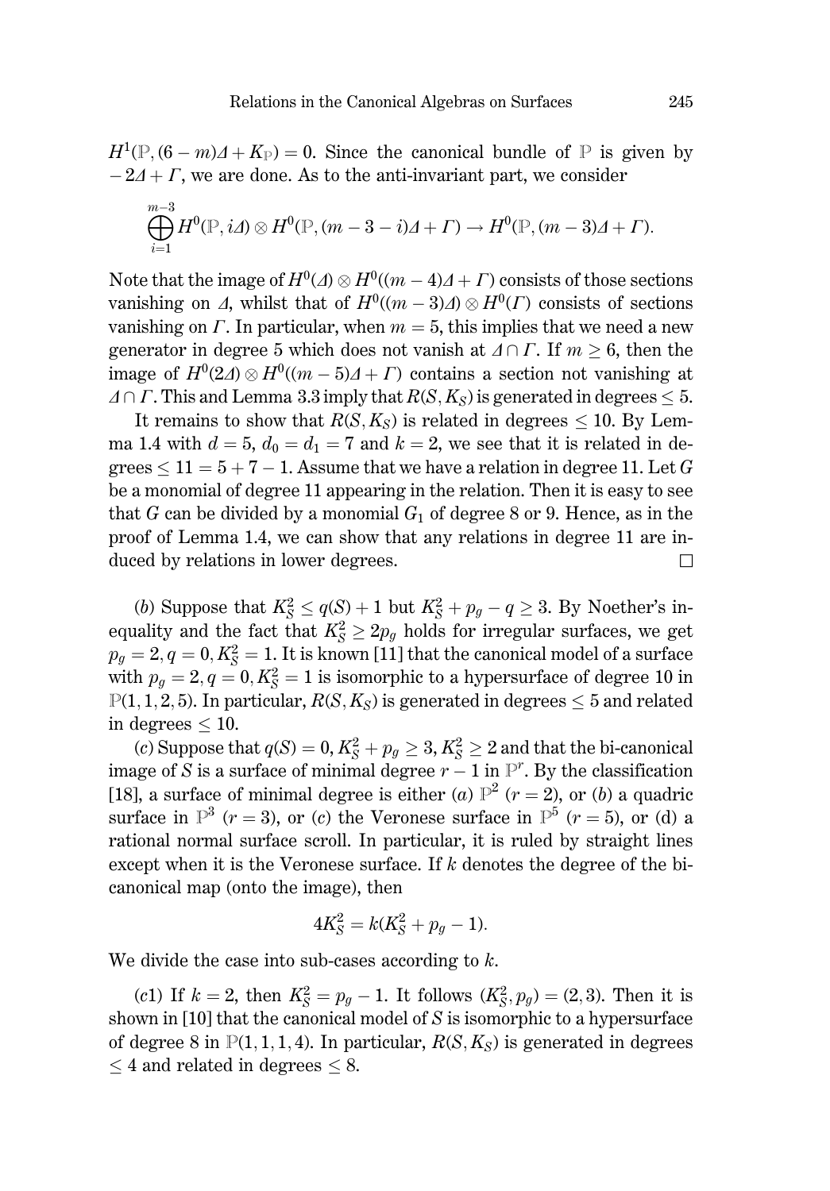$H^1(\mathbb{P}, (6-m)\Delta + K_{\mathbb{P}}) = 0$. Since the canonical bundle of $\mathbb{P}$ is given by $-2\Delta + \Gamma$, we are done. As to the anti-invariant part, we consider

$$\bigoplus_{i=1}^{m-3} H^0(\mathbb{P}, i\Delta) \otimes H^0(\mathbb{P}, (m-3-i)\Delta + \Gamma) \to H^0(\mathbb{P}, (m-3)\Delta + \Gamma).$$

Note that the image of $H^0(\Delta) \otimes H^0((m-4)\Delta + \Gamma)$ consists of those sections vanishing on $\Delta$, whilst that of $H^0((m-3)\Delta) \otimes H^0(\Gamma)$ consists of sections vanishing on $\Gamma$. In particular, when $m = 5$, this implies that we need a new generator in degree 5 which does not vanish at $\Delta \cap \Gamma$. If $m \geq 6$, then the image of $H^0(2\Delta) \otimes H^0((m-5)\Delta + \Gamma)$ contains a section not vanishing at $\Delta \cap \Gamma$. This and Lemma 3.3 imply that $R(S, K_S)$ is generated in degrees $\leq 5$.

It remains to show that $R(S, K_S)$ is related in degrees $\leq 10$. By Lemma 1.4 with $d = 5$, $d_0 = d_1 = 7$ and $k = 2$, we see that it is related in degrees $\leq 11 = 5 + 7 - 1$. Assume that we have a relation in degree 11. Let $G$ be a monomial of degree 11 appearing in the relation. Then it is easy to see that $G$ can be divided by a monomial $G_1$ of degree 8 or 9. Hence, as in the proof of Lemma 1.4, we can show that any relations in degree 11 are induced by relations in lower degrees. $\square$

(*b*) Suppose that $K_S^2 \leq q(S) + 1$ but $K_S^2 + p_g - q \geq 3$. By Noether's inequality and the fact that $K_S^2 \geq 2p_g$ holds for irregular surfaces, we get $p_g = 2, q = 0, K_S^2 = 1$. It is known [11] that the canonical model of a surface with $p_g = 2, q = 0, K_S^2 = 1$ is isomorphic to a hypersurface of degree 10 in $\mathbb{P}(1, 1, 2, 5)$. In particular, $R(S, K_S)$ is generated in degrees $\leq 5$ and related in degrees $\leq 10$.

(*c*) Suppose that $q(S) = 0, K_S^2 + p_g \geq 3, K_S^2 \geq 2$ and that the bi-canonical image of $S$ is a surface of minimal degree $r - 1$ in $\mathbb{P}^r$. By the classification [18], a surface of minimal degree is either (*a*) $\mathbb{P}^2$ ($r = 2$), or (*b*) a quadric surface in $\mathbb{P}^3$ ($r = 3$), or (*c*) the Veronese surface in $\mathbb{P}^5$ ($r = 5$), or (d) a rational normal surface scroll. In particular, it is ruled by straight lines except when it is the Veronese surface. If $k$ denotes the degree of the bi-canonical map (onto the image), then

$$4K_S^2 = k(K_S^2 + p_g - 1).$$

We divide the case into sub-cases according to $k$.

(*c*1) If $k = 2$, then $K_S^2 = p_g - 1$. It follows $(K_S^2, p_g) = (2, 3)$. Then it is shown in [10] that the canonical model of $S$ is isomorphic to a hypersurface of degree 8 in $\mathbb{P}(1, 1, 1, 4)$. In particular, $R(S, K_S)$ is generated in degrees $\leq 4$ and related in degrees $\leq 8$.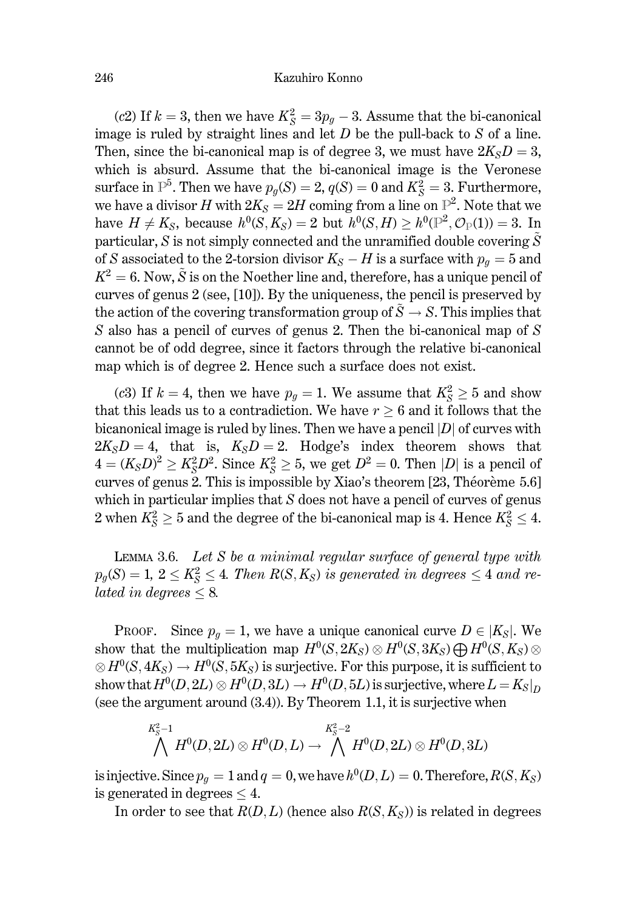(*c*2) If $k = 3$, then we have $K_S^2 = 3p_g - 3$. Assume that the bi-canonical image is ruled by straight lines and let $D$ be the pull-back to $S$ of a line. Then, since the bi-canonical map is of degree 3, we must have $2K_SD = 3$, which is absurd. Assume that the bi-canonical image is the Veronese surface in $\mathbb{P}^5$. Then we have $p_g(S) = 2$, $q(S) = 0$ and $K_S^2 = 3$. Furthermore, we have a divisor $H$ with $2K_S = 2H$ coming from a line on $\mathbb{P}^2$. Note that we have $H \neq K_S$, because $h^0(S, K_S) = 2$ but $h^0(S, H) \geq h^0(\mathbb{P}^2, \mathcal{O}_{\mathbb{P}}(1)) = 3$. In particular, $S$ is not simply connected and the unramified double covering $\tilde{S}$ of $S$ associated to the 2-torsion divisor $K_S - H$ is a surface with $p_g = 5$ and $K^2 = 6$. Now, $\tilde{S}$ is on the Noether line and, therefore, has a unique pencil of curves of genus 2 (see, [10]). By the uniqueness, the pencil is preserved by the action of the covering transformation group of $\tilde{S} \to S$. This implies that $S$ also has a pencil of curves of genus 2. Then the bi-canonical map of $S$ cannot be of odd degree, since it factors through the relative bi-canonical map which is of degree 2. Hence such a surface does not exist.

(*c*3) If $k = 4$, then we have $p_g = 1$. We assume that $K_S^2 \geq 5$ and show that this leads us to a contradiction. We have $r \geq 6$ and it follows that the bicanonical image is ruled by lines. Then we have a pencil $|D|$ of curves with $2K_SD = 4$, that is, $K_SD = 2$. Hodge's index theorem shows that $4 = (K_SD)^2 \geq K_S^2D^2$. Since $K_S^2 \geq 5$, we get $D^2 = 0$. Then $|D|$ is a pencil of curves of genus 2. This is impossible by Xiao's theorem [23, Théorème 5.6] which in particular implies that $S$ does not have a pencil of curves of genus 2 when $K_S^2 \geq 5$ and the degree of the bi-canonical map is 4. Hence $K_S^2 \leq 4$.

LEMMA 3.6. *Let $S$ be a minimal regular surface of general type with $p_g(S) = 1$, $2 \leq K_S^2 \leq 4$. Then $R(S, K_S)$ is generated in degrees $\leq 4$ and related in degrees $\leq 8$.*

PROOF. Since $p_g = 1$, we have a unique canonical curve $D \in |K_S|$. We show that the multiplication map $H^0(S, 2K_S) \otimes H^0(S, 3K_S) \bigoplus H^0(S, K_S) \otimes H^0(S, 4K_S) \to H^0(S, 5K_S)$ is surjective. For this purpose, it is sufficient to show that $H^0(D, 2L) \otimes H^0(D, 3L) \to H^0(D, 5L)$ is surjective, where $L = K_S|_D$ (see the argument around (3.4)). By Theorem 1.1, it is surjective when

$$\bigwedge^{K_S^2 - 1} H^0(D, 2L) \otimes H^0(D, L) \to \bigwedge^{K_S^2 - 2} H^0(D, 2L) \otimes H^0(D, 3L)$$

is injective. Since $p_g = 1$ and $q = 0$, we have $h^0(D, L) = 0$. Therefore, $R(S, K_S)$ is generated in degrees $\leq 4$.

In order to see that $R(D, L)$ (hence also $R(S, K_S)$) is related in degrees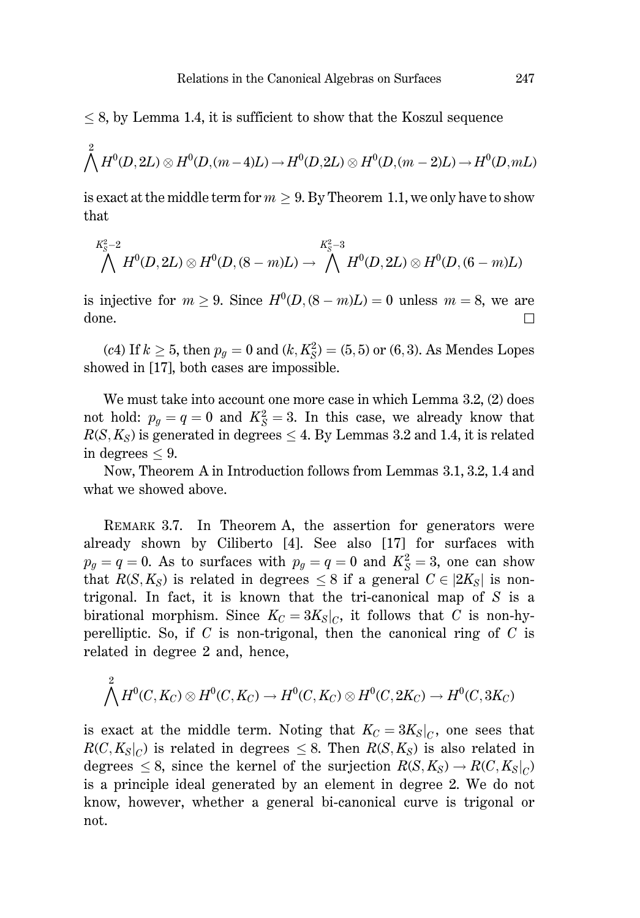$\leq 8$, by Lemma 1.4, it is sufficient to show that the Koszul sequence

$$\bigwedge^2 H^0(D,2L) \otimes H^0(D,(m-4)L) \to H^0(D,2L) \otimes H^0(D,(m-2)L) \to H^0(D,mL)$$

is exact at the middle term for $m \geq 9$. By Theorem 1.1, we only have to show that

$$\bigwedge^{K_S^2-2} H^0(D,2L) \otimes H^0(D,(8-m)L) \to \bigwedge^{K_S^2-3} H^0(D,2L) \otimes H^0(D,(6-m)L)$$

is injective for $m \geq 9$. Since $H^0(D,(8-m)L) = 0$ unless $m = 8$, we are done. $\square$

($c4$) If $k \geq 5$, then $p_g = 0$ and $(k, K_S^2) = (5,5)$ or $(6,3)$. As Mendes Lopes showed in [17], both cases are impossible.

We must take into account one more case in which Lemma 3.2, (2) does not hold: $p_g = q = 0$ and $K_S^2 = 3$. In this case, we already know that $R(S, K_S)$ is generated in degrees $\leq 4$. By Lemmas 3.2 and 1.4, it is related in degrees $\leq 9$.

Now, Theorem A in Introduction follows from Lemmas 3.1, 3.2, 1.4 and what we showed above.

REMARK 3.7. In Theorem A, the assertion for generators were already shown by Ciliberto [4]. See also [17] for surfaces with $p_g = q = 0$. As to surfaces with $p_g = q = 0$ and $K_S^2 = 3$, one can show that $R(S, K_S)$ is related in degrees $\leq 8$ if a general $C \in |2K_S|$ is non-trigonal. In fact, it is known that the tri-canonical map of $S$ is a birational morphism. Since $K_C = 3K_S|_C$, it follows that $C$ is non-hyperelliptic. So, if $C$ is non-trigonal, then the canonical ring of $C$ is related in degree 2 and, hence,

$$\bigwedge^2 H^0(C,K_C) \otimes H^0(C,K_C) \to H^0(C,K_C) \otimes H^0(C,2K_C) \to H^0(C,3K_C)$$

is exact at the middle term. Noting that $K_C = 3K_S|_C$, one sees that $R(C, K_S|_C)$ is related in degrees $\leq 8$. Then $R(S, K_S)$ is also related in degrees $\leq 8$, since the kernel of the surjection $R(S, K_S) \to R(C, K_S|_C)$ is a principle ideal generated by an element in degree 2. We do not know, however, whether a general bi-canonical curve is trigonal or not.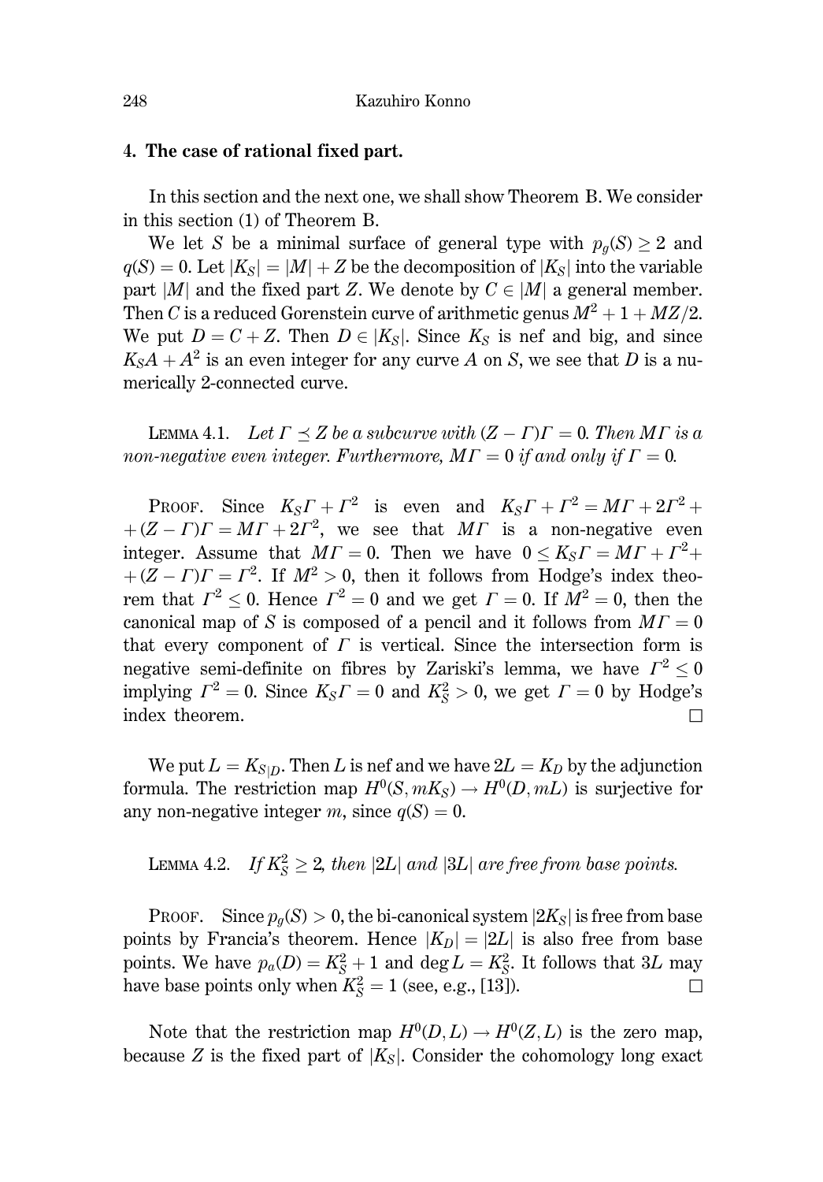## 4. The case of rational fixed part.

In this section and the next one, we shall show Theorem B. We consider in this section (1) of Theorem B.

We let $S$ be a minimal surface of general type with $p_g(S) \geq 2$ and $q(S) = 0$. Let $|K_S| = |M| + Z$ be the decomposition of $|K_S|$ into the variable part $|M|$ and the fixed part $Z$. We denote by $C \in |M|$ a general member. Then $C$ is a reduced Gorenstein curve of arithmetic genus $M^2 + 1 + MZ/2$. We put $D = C + Z$. Then $D \in |K_S|$. Since $K_S$ is nef and big, and since $K_S A + A^2$ is an even integer for any curve $A$ on $S$, we see that $D$ is a numerically 2-connected curve.

Lemma 4.1. *Let $\Gamma \preceq Z$ be a subcurve with $(Z - \Gamma)\Gamma = 0$. Then $M\Gamma$ is a non-negative even integer. Furthermore, $M\Gamma = 0$ if and only if $\Gamma = 0$.*

Proof. Since $K_S\Gamma + \Gamma^2$ is even and $K_S\Gamma + \Gamma^2 = M\Gamma + 2\Gamma^2 + (Z - \Gamma)\Gamma = M\Gamma + 2\Gamma^2$, we see that $M\Gamma$ is a non-negative even integer. Assume that $M\Gamma = 0$. Then we have $0 \leq K_S\Gamma = M\Gamma + \Gamma^2 + (Z - \Gamma)\Gamma = \Gamma^2$. If $M^2 > 0$, then it follows from Hodge's index theorem that $\Gamma^2 \leq 0$. Hence $\Gamma^2 = 0$ and we get $\Gamma = 0$. If $M^2 = 0$, then the canonical map of $S$ is composed of a pencil and it follows from $M\Gamma = 0$ that every component of $\Gamma$ is vertical. Since the intersection form is negative semi-definite on fibres by Zariski's lemma, we have $\Gamma^2 \leq 0$ implying $\Gamma^2 = 0$. Since $K_S\Gamma = 0$ and $K_S^2 > 0$, we get $\Gamma = 0$ by Hodge's index theorem. $\square$

We put $L = K_{S|D}$. Then $L$ is nef and we have $2L = K_D$ by the adjunction formula. The restriction map $H^0(S, mK_S) \to H^0(D, mL)$ is surjective for any non-negative integer $m$, since $q(S) = 0$.

Lemma 4.2. *If $K_S^2 \geq 2$, then $|2L|$ and $|3L|$ are free from base points.*

Proof. Since $p_g(S) > 0$, the bi-canonical system $|2K_S|$ is free from base points by Francia's theorem. Hence $|K_D| = |2L|$ is also free from base points. We have $p_a(D) = K_S^2 + 1$ and $\deg L = K_S^2$. It follows that $3L$ may have base points only when $K_S^2 = 1$ (see, e.g., [13]). $\square$

Note that the restriction map $H^0(D, L) \to H^0(Z, L)$ is the zero map, because $Z$ is the fixed part of $|K_S|$. Consider the cohomology long exact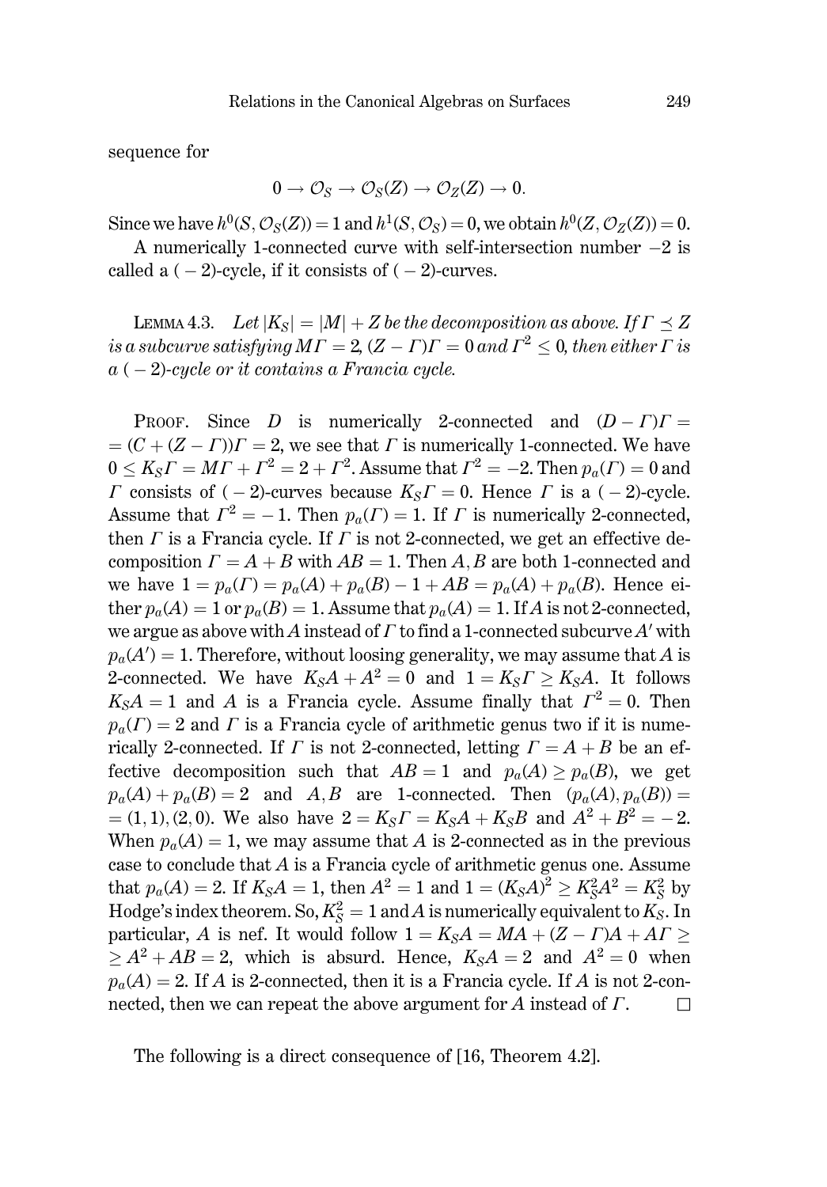sequence for

$$0 \to \mathcal{O}_S \to \mathcal{O}_S(Z) \to \mathcal{O}_Z(Z) \to 0.$$

Since we have $h^0(S, \mathcal{O}_S(Z)) = 1$ and $h^1(S, \mathcal{O}_S) = 0$, we obtain $h^0(Z, \mathcal{O}_Z(Z)) = 0$.

A numerically 1-connected curve with self-intersection number $-2$ is called a $(-2)$-cycle, if it consists of $(-2)$-curves.

LEMMA 4.3. *Let $|K_S| = |M| + Z$ be the decomposition as above. If $\Gamma \preceq Z$ is a subcurve satisfying $M\Gamma = 2$, $(Z - \Gamma)\Gamma = 0$ and $\Gamma^2 \leq 0$, then either $\Gamma$ is a $(-2)$-cycle or it contains a Francia cycle.*

PROOF. Since $D$ is numerically 2-connected and $(D - \Gamma)\Gamma = (C + (Z - \Gamma))\Gamma = 2$, we see that $\Gamma$ is numerically 1-connected. We have $0 \leq K_S\Gamma = M\Gamma + \Gamma^2 = 2 + \Gamma^2$. Assume that $\Gamma^2 = -2$. Then $p_a(\Gamma) = 0$ and $\Gamma$ consists of $(-2)$-curves because $K_S\Gamma = 0$. Hence $\Gamma$ is a $(-2)$-cycle. Assume that $\Gamma^2 = -1$. Then $p_a(\Gamma) = 1$. If $\Gamma$ is numerically 2-connected, then $\Gamma$ is a Francia cycle. If $\Gamma$ is not 2-connected, we get an effective decomposition $\Gamma = A + B$ with $AB = 1$. Then $A, B$ are both 1-connected and we have $1 = p_a(\Gamma) = p_a(A) + p_a(B) - 1 + AB = p_a(A) + p_a(B)$. Hence either $p_a(A) = 1$ or $p_a(B) = 1$. Assume that $p_a(A) = 1$. If $A$ is not 2-connected, we argue as above with $A$ instead of $\Gamma$ to find a 1-connected subcurve $A'$ with $p_a(A') = 1$. Therefore, without loosing generality, we may assume that $A$ is 2-connected. We have $K_SA + A^2 = 0$ and $1 = K_S\Gamma \geq K_SA$. It follows $K_SA = 1$ and $A$ is a Francia cycle. Assume finally that $\Gamma^2 = 0$. Then $p_a(\Gamma) = 2$ and $\Gamma$ is a Francia cycle of arithmetic genus two if it is numerically 2-connected. If $\Gamma$ is not 2-connected, letting $\Gamma = A + B$ be an effective decomposition such that $AB = 1$ and $p_a(A) \geq p_a(B)$, we get $p_a(A) + p_a(B) = 2$ and $A, B$ are 1-connected. Then $(p_a(A), p_a(B)) = (1, 1), (2, 0)$. We also have $2 = K_S\Gamma = K_SA + K_SB$ and $A^2 + B^2 = -2$. When $p_a(A) = 1$, we may assume that $A$ is 2-connected as in the previous case to conclude that $A$ is a Francia cycle of arithmetic genus one. Assume that $p_a(A) = 2$. If $K_SA = 1$, then $A^2 = 1$ and $1 = (K_SA)^2 \geq K_S^2A^2 = K_S^2$ by Hodge's index theorem. So, $K_S^2 = 1$ and $A$ is numerically equivalent to $K_S$. In particular, $A$ is nef. It would follow $1 = K_SA = MA + (Z - \Gamma)A + A\Gamma \geq A^2 + AB = 2$, which is absurd. Hence, $K_SA = 2$ and $A^2 = 0$ when $p_a(A) = 2$. If $A$ is 2-connected, then it is a Francia cycle. If $A$ is not 2-connected, then we can repeat the above argument for $A$ instead of $\Gamma$. $\square$

The following is a direct consequence of [16, Theorem 4.2].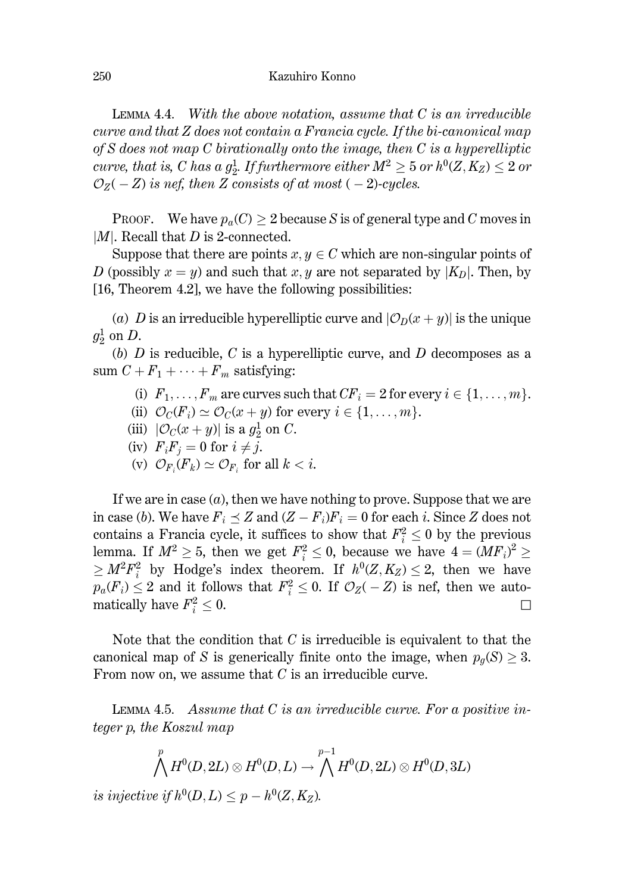LEMMA 4.4. *With the above notation, assume that $C$ is an irreducible curve and that $Z$ does not contain a Francia cycle. If the bi-canonical map of $S$ does not map $C$ birationally onto the image, then $C$ is a hyperelliptic curve, that is, $C$ has a $g^1_2$. If furthermore either $M^2 \geq 5$ or $h^0(Z, K_Z) \leq 2$ or $\mathcal{O}_Z(-Z)$ is nef, then $Z$ consists of at most $(-2)$-cycles.*

PROOF. We have $p_a(C) \geq 2$ because $S$ is of general type and $C$ moves in $|M|$. Recall that $D$ is 2-connected.

Suppose that there are points $x, y \in C$ which are non-singular points of $D$ (possibly $x = y$) and such that $x, y$ are not separated by $|K_D|$. Then, by [16, Theorem 4.2], we have the following possibilities:

(*a*) $D$ is an irreducible hyperelliptic curve and $|\mathcal{O}_D(x + y)|$ is the unique $g^1_2$ on $D$.

(*b*) $D$ is reducible, $C$ is a hyperelliptic curve, and $D$ decomposes as a sum $C + F_1 + \cdots + F_m$ satisfying:

- (i) $F_1, \ldots, F_m$ are curves such that $CF_i = 2$ for every $i \in \{1, \ldots, m\}$.
- (ii) $\mathcal{O}_C(F_i) \simeq \mathcal{O}_C(x + y)$ for every $i \in \{1, \ldots, m\}$.
- (iii) $|\mathcal{O}_C(x + y)|$ is a $g^1_2$ on $C$.
- (iv) $F_iF_j = 0$ for $i \neq j$.
- (v) $\mathcal{O}_{F_i}(F_k) \simeq \mathcal{O}_{F_i}$ for all $k < i$.

If we are in case (*a*), then we have nothing to prove. Suppose that we are in case (*b*). We have $F_i \preceq Z$ and $(Z - F_i)F_i = 0$ for each $i$. Since $Z$ does not contains a Francia cycle, it suffices to show that $F_i^2 \leq 0$ by the previous lemma. If $M^2 \geq 5$, then we get $F_i^2 \leq 0$, because we have $4 = (MF_i)^2 \geq \geq M^2F_i^2$ by Hodge's index theorem. If $h^0(Z, K_Z) \leq 2$, then we have $p_a(F_i) \leq 2$ and it follows that $F_i^2 \leq 0$. If $\mathcal{O}_Z(-Z)$ is nef, then we automatically have $F_i^2 \leq 0$. $\square$

Note that the condition that $C$ is irreducible is equivalent to that the canonical map of $S$ is generically finite onto the image, when $p_g(S) \geq 3$. From now on, we assume that $C$ is an irreducible curve.

LEMMA 4.5. *Assume that $C$ is an irreducible curve. For a positive integer $p$, the Koszul map*

$$\bigwedge^p H^0(D, 2L) \otimes H^0(D, L) \to \bigwedge^{p-1} H^0(D, 2L) \otimes H^0(D, 3L)$$

*is injective if $h^0(D, L) \leq p - h^0(Z, K_Z)$.*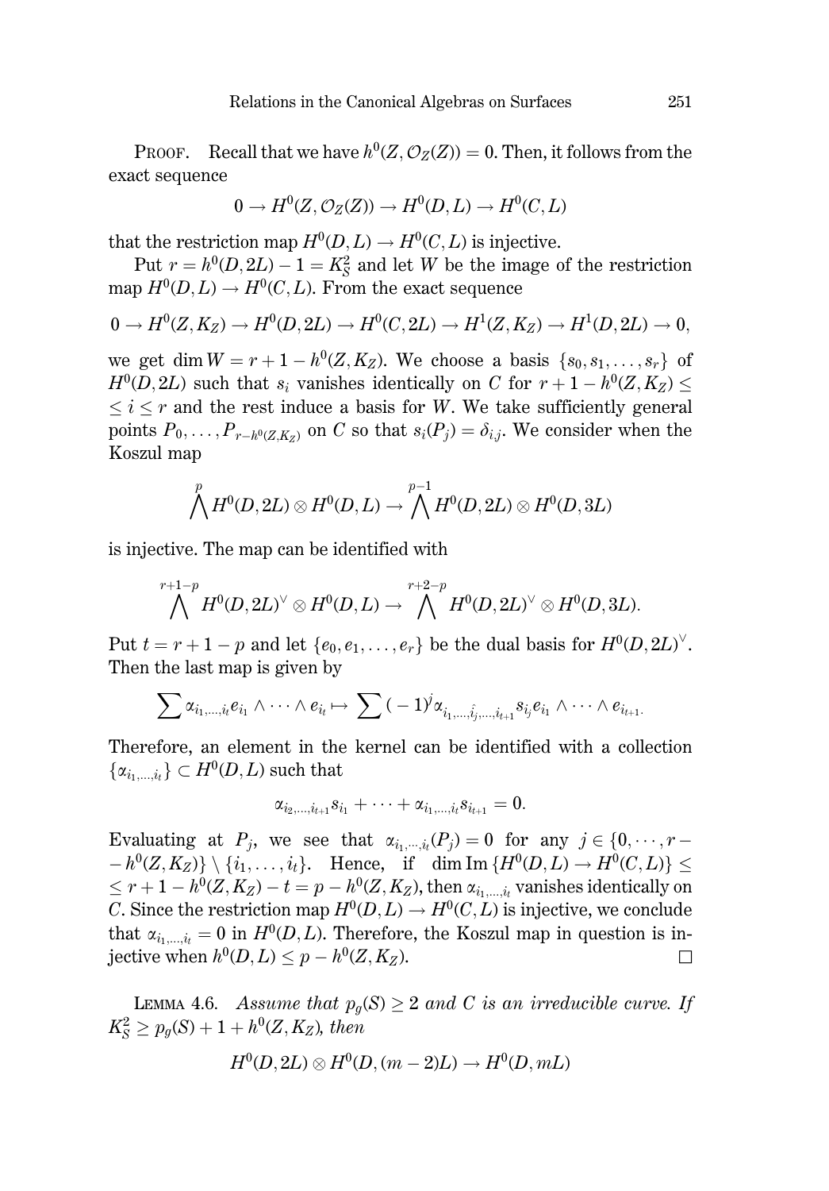PROOF. Recall that we have $h^0(Z, \mathcal{O}_Z(Z)) = 0$. Then, it follows from the exact sequence

$$0 \to H^0(Z, \mathcal{O}_Z(Z)) \to H^0(D, L) \to H^0(C, L)$$

that the restriction map $H^0(D, L) \to H^0(C, L)$ is injective.

Put $r = h^0(D, 2L) - 1 = K_S^2$ and let $W$ be the image of the restriction map $H^0(D, L) \to H^0(C, L)$. From the exact sequence

$$0 \to H^0(Z, K_Z) \to H^0(D, 2L) \to H^0(C, 2L) \to H^1(Z, K_Z) \to H^1(D, 2L) \to 0,$$

we get $\dim W = r + 1 - h^0(Z, K_Z)$. We choose a basis $\{s_0, s_1, \ldots, s_r\}$ of $H^0(D, 2L)$ such that $s_i$ vanishes identically on $C$ for $r + 1 - h^0(Z, K_Z) \leq \leq i \leq r$ and the rest induce a basis for $W$. We take sufficiently general points $P_0, \ldots, P_{r-h^0(Z,K_Z)}$ on $C$ so that $s_i(P_j) = \delta_{i,j}$. We consider when the Koszul map

$$\bigwedge^p H^0(D, 2L) \otimes H^0(D, L) \to \bigwedge^{p-1} H^0(D, 2L) \otimes H^0(D, 3L)$$

is injective. The map can be identified with

$$\bigwedge^{r+1-p} H^0(D, 2L)^\vee \otimes H^0(D, L) \to \bigwedge^{r+2-p} H^0(D, 2L)^\vee \otimes H^0(D, 3L).$$

Put $t = r + 1 - p$ and let $\{e_0, e_1, \ldots, e_r\}$ be the dual basis for $H^0(D, 2L)^\vee$. Then the last map is given by

$$\sum \alpha_{i_1,\ldots,i_t} e_{i_1} \wedge \cdots \wedge e_{i_t} \mapsto \sum (-1)^j \alpha_{i_1,\ldots,\hat{i_j},\ldots,i_{t+1}} s_{i_j} e_{i_1} \wedge \cdots \wedge e_{i_{t+1}}.$$

Therefore, an element in the kernel can be identified with a collection $\{\alpha_{i_1,\ldots,i_t}\} \subset H^0(D, L)$ such that

$$\alpha_{i_2,\ldots,i_{t+1}} s_{i_1} + \cdots + \alpha_{i_1,\ldots,i_t} s_{i_{t+1}} = 0.$$

Evaluating at $P_j$, we see that $\alpha_{i_1,\cdots,i_t}(P_j) = 0$ for any $j \in \{0, \cdots, r - - h^0(Z, K_Z)\} \setminus \{i_1, \ldots, i_t\}$. Hence, if $\dim \operatorname{Im}\{H^0(D, L) \to H^0(C, L)\} \leq \leq r + 1 - h^0(Z, K_Z) - t = p - h^0(Z, K_Z)$, then $\alpha_{i_1,\ldots,i_t}$ vanishes identically on $C$. Since the restriction map $H^0(D, L) \to H^0(C, L)$ is injective, we conclude that $\alpha_{i_1,\ldots,i_t} = 0$ in $H^0(D, L)$. Therefore, the Koszul map in question is injective when $h^0(D, L) \leq p - h^0(Z, K_Z)$. $\square$

LEMMA 4.6. *Assume that $p_g(S) \geq 2$ and $C$ is an irreducible curve. If $K_S^2 \geq p_g(S) + 1 + h^0(Z, K_Z)$, then*

$$H^0(D, 2L) \otimes H^0(D, (m-2)L) \to H^0(D, mL)$$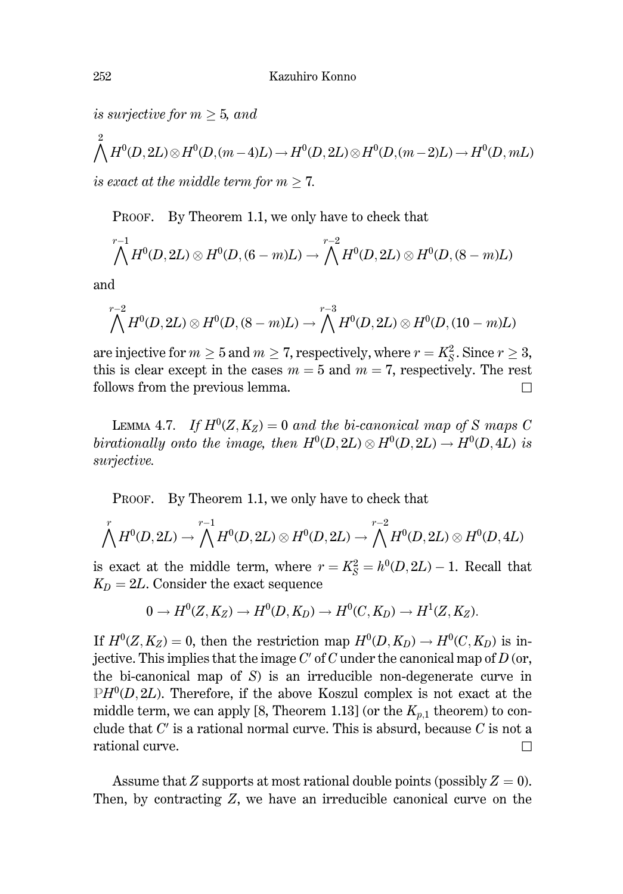*is surjective for $m \geq 5$, and*

$$\bigwedge^2 H^0(D,2L)\otimes H^0(D,(m-4)L)\to H^0(D,2L)\otimes H^0(D,(m-2)L)\to H^0(D,mL)$$

*is exact at the middle term for $m \geq 7$.*

Proof. By Theorem 1.1, we only have to check that

$$\bigwedge^{r-1} H^0(D,2L)\otimes H^0(D,(6-m)L)\to \bigwedge^{r-2} H^0(D,2L)\otimes H^0(D,(8-m)L)$$

and

$$\bigwedge^{r-2} H^0(D,2L)\otimes H^0(D,(8-m)L)\to \bigwedge^{r-3} H^0(D,2L)\otimes H^0(D,(10-m)L)$$

are injective for $m \geq 5$ and $m \geq 7$, respectively, where $r = K_S^2$. Since $r \geq 3$, this is clear except in the cases $m = 5$ and $m = 7$, respectively. The rest follows from the previous lemma. $\square$

Lemma 4.7. *If $H^0(Z,K_Z) = 0$ and the bi-canonical map of $S$ maps $C$ birationally onto the image, then $H^0(D,2L)\otimes H^0(D,2L)\to H^0(D,4L)$ is surjective.*

Proof. By Theorem 1.1, we only have to check that

$$\bigwedge^{r} H^0(D,2L)\to \bigwedge^{r-1} H^0(D,2L)\otimes H^0(D,2L)\to \bigwedge^{r-2} H^0(D,2L)\otimes H^0(D,4L)$$

is exact at the middle term, where $r = K_S^2 = h^0(D,2L) - 1$. Recall that $K_D = 2L$. Consider the exact sequence

$$0\to H^0(Z,K_Z)\to H^0(D,K_D)\to H^0(C,K_D)\to H^1(Z,K_Z).$$

If $H^0(Z,K_Z) = 0$, then the restriction map $H^0(D,K_D)\to H^0(C,K_D)$ is injective. This implies that the image $C'$ of $C$ under the canonical map of $D$ (or, the bi-canonical map of $S$) is an irreducible non-degenerate curve in $\mathbb{P}H^0(D,2L)$. Therefore, if the above Koszul complex is not exact at the middle term, we can apply [8, Theorem 1.13] (or the $K_{p,1}$ theorem) to conclude that $C'$ is a rational normal curve. This is absurd, because $C$ is not a rational curve. $\square$

Assume that $Z$ supports at most rational double points (possibly $Z = 0$). Then, by contracting $Z$, we have an irreducible canonical curve on the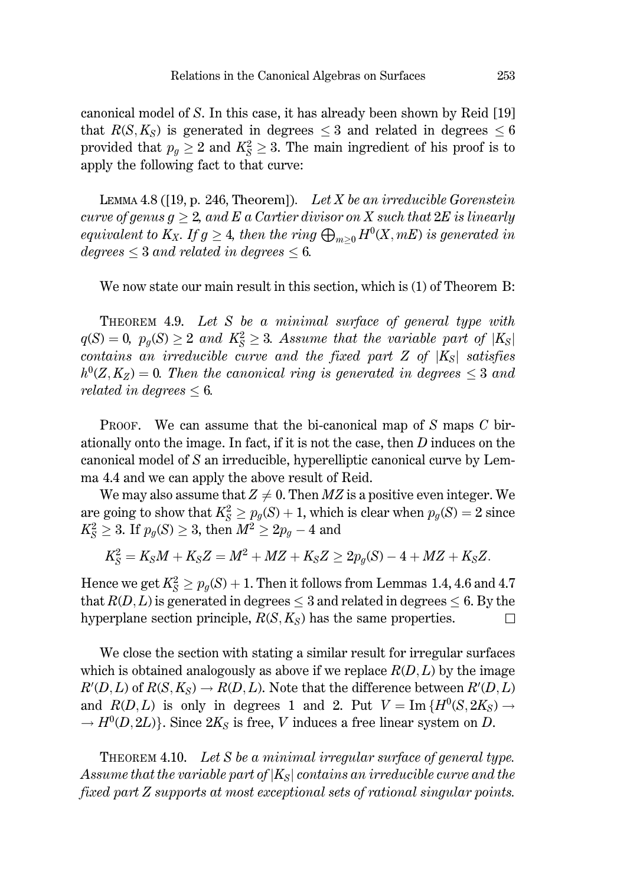canonical model of $S$. In this case, it has already been shown by Reid [19] that $R(S, K_S)$ is generated in degrees $\leq 3$ and related in degrees $\leq 6$ provided that $p_g \geq 2$ and $K_S^2 \geq 3$. The main ingredient of his proof is to apply the following fact to that curve:

LEMMA 4.8 ([19, p. 246, Theorem]). *Let $X$ be an irreducible Gorenstein curve of genus $g \geq 2$, and $E$ a Cartier divisor on $X$ such that $2E$ is linearly equivalent to $K_X$. If $g \geq 4$, then the ring $\bigoplus_{m \geq 0} H^0(X, mE)$ is generated in degrees $\leq 3$ and related in degrees $\leq 6$.*

We now state our main result in this section, which is (1) of Theorem B:

THEOREM 4.9. *Let $S$ be a minimal surface of general type with $q(S) = 0$, $p_g(S) \geq 2$ and $K_S^2 \geq 3$. Assume that the variable part of $|K_S|$ contains an irreducible curve and the fixed part $Z$ of $|K_S|$ satisfies $h^0(Z, K_Z) = 0$. Then the canonical ring is generated in degrees $\leq 3$ and related in degrees $\leq 6$.*

PROOF. We can assume that the bi-canonical map of $S$ maps $C$ birationally onto the image. In fact, if it is not the case, then $D$ induces on the canonical model of $S$ an irreducible, hyperelliptic canonical curve by Lemma 4.4 and we can apply the above result of Reid.

We may also assume that $Z \neq 0$. Then $MZ$ is a positive even integer. We are going to show that $K_S^2 \geq p_g(S) + 1$, which is clear when $p_g(S) = 2$ since $K_S^2 \geq 3$. If $p_g(S) \geq 3$, then $M^2 \geq 2p_g - 4$ and

$$K_S^2 = K_S M + K_S Z = M^2 + MZ + K_S Z \geq 2p_g(S) - 4 + MZ + K_S Z.$$

Hence we get $K_S^2 \geq p_g(S) + 1$. Then it follows from Lemmas 1.4, 4.6 and 4.7 that $R(D, L)$ is generated in degrees $\leq 3$ and related in degrees $\leq 6$. By the hyperplane section principle, $R(S, K_S)$ has the same properties. $\square$

We close the section with stating a similar result for irregular surfaces which is obtained analogously as above if we replace $R(D, L)$ by the image $R'(D, L)$ of $R(S, K_S) \to R(D, L)$. Note that the difference between $R'(D, L)$ and $R(D, L)$ is only in degrees 1 and 2. Put $V = \operatorname{Im}\{H^0(S, 2K_S) \to \to H^0(D, 2L)\}$. Since $2K_S$ is free, $V$ induces a free linear system on $D$.

THEOREM 4.10. *Let $S$ be a minimal irregular surface of general type. Assume that the variable part of $|K_S|$ contains an irreducible curve and the fixed part $Z$ supports at most exceptional sets of rational singular points.*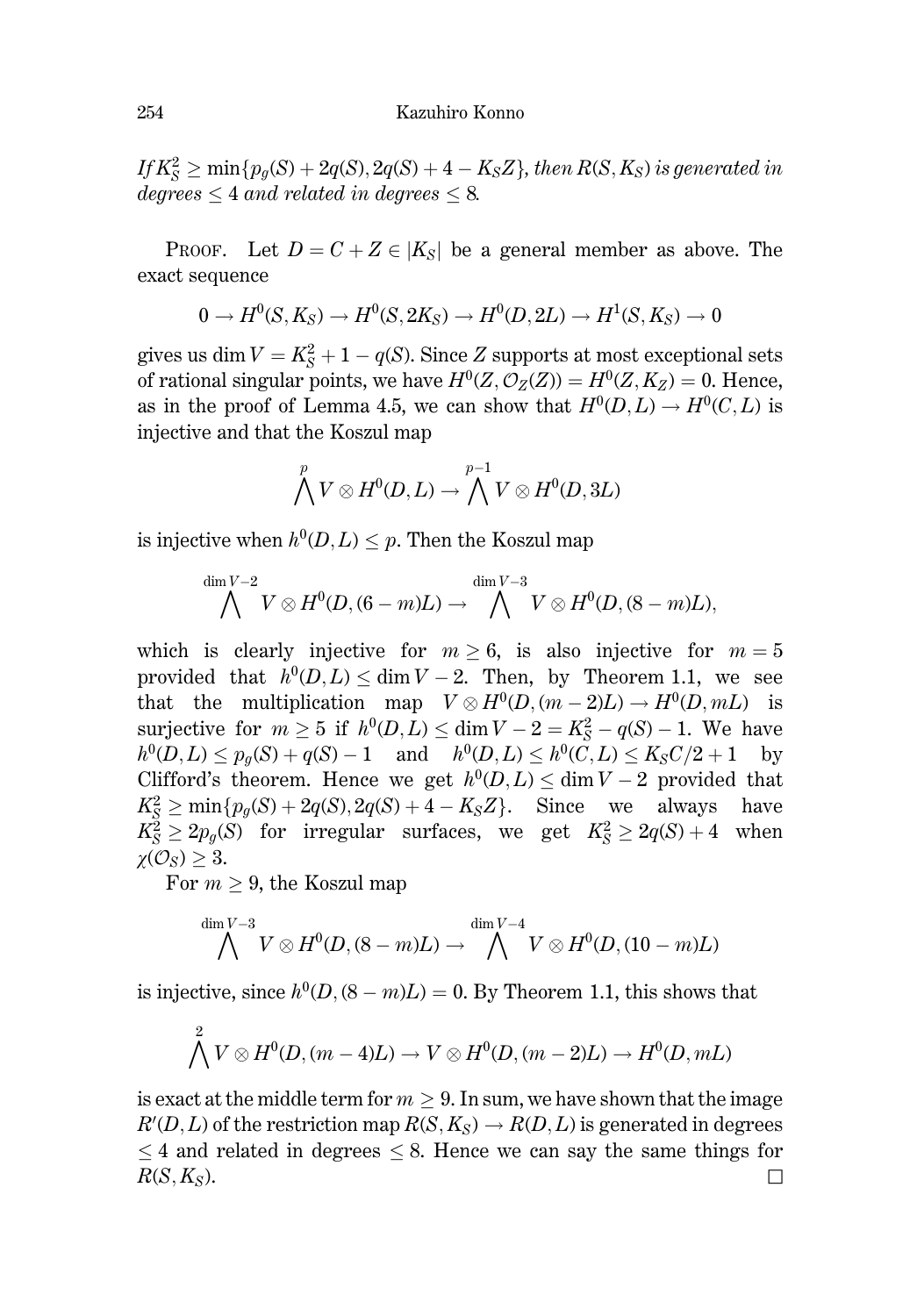*If $K_S^2 \geq \min\{p_g(S) + 2q(S), 2q(S) + 4 - K_S Z\}$, then $R(S, K_S)$ is generated in degrees $\leq 4$ and related in degrees $\leq 8$.*

PROOF. Let $D = C + Z \in |K_S|$ be a general member as above. The exact sequence

$$0 \to H^0(S, K_S) \to H^0(S, 2K_S) \to H^0(D, 2L) \to H^1(S, K_S) \to 0$$

gives us $\dim V = K_S^2 + 1 - q(S)$. Since $Z$ supports at most exceptional sets of rational singular points, we have $H^0(Z, \mathcal{O}_Z(Z)) = H^0(Z, K_Z) = 0$. Hence, as in the proof of Lemma 4.5, we can show that $H^0(D, L) \to H^0(C, L)$ is injective and that the Koszul map

$$\bigwedge^{p} V \otimes H^0(D, L) \to \bigwedge^{p-1} V \otimes H^0(D, 3L)$$

is injective when $h^0(D, L) \leq p$. Then the Koszul map

$$\bigwedge^{\dim V - 2} V \otimes H^0(D, (6-m)L) \to \bigwedge^{\dim V - 3} V \otimes H^0(D, (8-m)L),$$

which is clearly injective for $m \geq 6$, is also injective for $m = 5$ provided that $h^0(D, L) \leq \dim V - 2$. Then, by Theorem 1.1, we see that the multiplication map $V \otimes H^0(D, (m-2)L) \to H^0(D, mL)$ is surjective for $m \geq 5$ if $h^0(D, L) \leq \dim V - 2 = K_S^2 - q(S) - 1$. We have $h^0(D, L) \leq p_g(S) + q(S) - 1$ and $h^0(D, L) \leq h^0(C, L) \leq K_S C/2 + 1$ by Clifford's theorem. Hence we get $h^0(D, L) \leq \dim V - 2$ provided that $K_S^2 \geq \min\{p_g(S) + 2q(S), 2q(S) + 4 - K_S Z\}$. Since we always have $K_S^2 \geq 2p_g(S)$ for irregular surfaces, we get $K_S^2 \geq 2q(S) + 4$ when $\chi(\mathcal{O}_S) \geq 3$.

For $m \geq 9$, the Koszul map

$$\bigwedge^{\dim V - 3} V \otimes H^0(D, (8-m)L) \to \bigwedge^{\dim V - 4} V \otimes H^0(D, (10-m)L)$$

is injective, since $h^0(D, (8-m)L) = 0$. By Theorem 1.1, this shows that

$$\bigwedge^{2} V \otimes H^0(D, (m-4)L) \to V \otimes H^0(D, (m-2)L) \to H^0(D, mL)$$

is exact at the middle term for $m \geq 9$. In sum, we have shown that the image $R'(D, L)$ of the restriction map $R(S, K_S) \to R(D, L)$ is generated in degrees $\leq 4$ and related in degrees $\leq 8$. Hence we can say the same things for $R(S, K_S)$. $\square$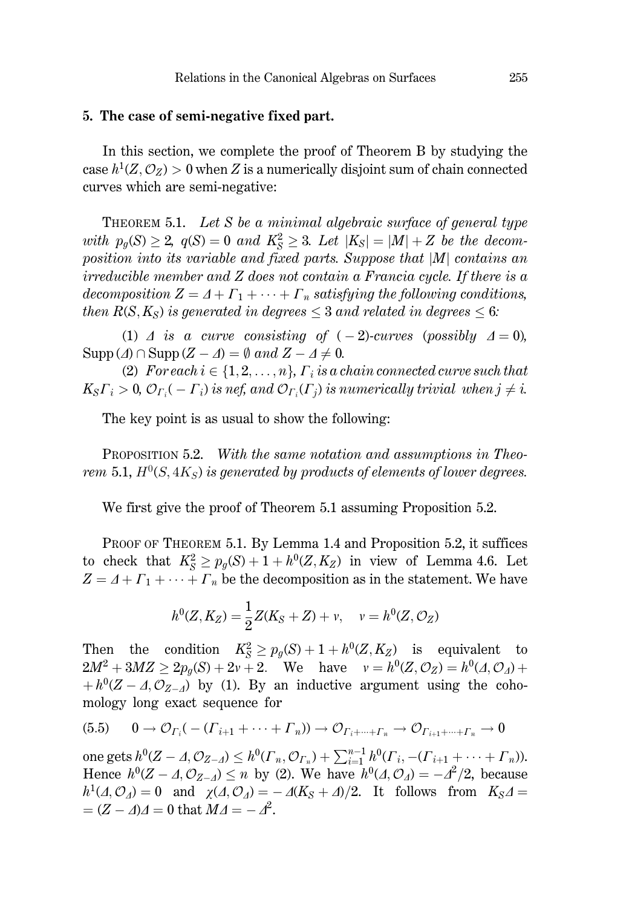## 5. The case of semi-negative fixed part.

In this section, we complete the proof of Theorem B by studying the case $h^1(Z, \mathcal{O}_Z) > 0$ when $Z$ is a numerically disjoint sum of chain connected curves which are semi-negative:

THEOREM 5.1. *Let $S$ be a minimal algebraic surface of general type with $p_g(S) \geq 2$, $q(S) = 0$ and $K_S^2 \geq 3$. Let $|K_S| = |M| + Z$ be the decomposition into its variable and fixed parts. Suppose that $|M|$ contains an irreducible member and $Z$ does not contain a Francia cycle. If there is a decomposition $Z = \Delta + \Gamma_1 + \cdots + \Gamma_n$ satisfying the following conditions, then $R(S, K_S)$ is generated in degrees $\leq 3$ and related in degrees $\leq 6$:*

(1) *$\Delta$ is a curve consisting of $(-2)$-curves (possibly $\Delta = 0$), $\mathrm{Supp}(\Delta) \cap \mathrm{Supp}(Z - \Delta) = \emptyset$ and $Z - \Delta \neq 0$.*

(2) *For each $i \in \{1, 2, \ldots, n\}$, $\Gamma_i$ is a chain connected curve such that $K_S\Gamma_i > 0$, $\mathcal{O}_{\Gamma_i}(-\Gamma_i)$ is nef, and $\mathcal{O}_{\Gamma_i}(\Gamma_j)$ is numerically trivial when $j \neq i$.*

The key point is as usual to show the following:

PROPOSITION 5.2. *With the same notation and assumptions in Theorem 5.1, $H^0(S, 4K_S)$ is generated by products of elements of lower degrees.*

We first give the proof of Theorem 5.1 assuming Proposition 5.2.

PROOF OF THEOREM 5.1. By Lemma 1.4 and Proposition 5.2, it suffices to check that $K_S^2 \geq p_g(S) + 1 + h^0(Z, K_Z)$ in view of Lemma 4.6. Let $Z = \Delta + \Gamma_1 + \cdots + \Gamma_n$ be the decomposition as in the statement. We have

$$h^0(Z, K_Z) = \frac{1}{2}Z(K_S + Z) + v, \quad v = h^0(Z, \mathcal{O}_Z)$$

Then the condition $K_S^2 \geq p_g(S) + 1 + h^0(Z, K_Z)$ is equivalent to $2M^2 + 3MZ \geq 2p_g(S) + 2v + 2$. We have $v = h^0(Z, \mathcal{O}_Z) = h^0(\Delta, \mathcal{O}_\Delta) + h^0(Z - \Delta, \mathcal{O}_{Z-\Delta})$ by (1). By an inductive argument using the cohomology long exact sequence for

$$(5.5) \qquad 0 \to \mathcal{O}_{\Gamma_i}(-(\Gamma_{i+1} + \cdots + \Gamma_n)) \to \mathcal{O}_{\Gamma_i + \cdots + \Gamma_n} \to \mathcal{O}_{\Gamma_{i+1} + \cdots + \Gamma_n} \to 0$$

one gets $h^0(Z - \Delta, \mathcal{O}_{Z-\Delta}) \leq h^0(\Gamma_n, \mathcal{O}_{\Gamma_n}) + \sum_{i=1}^{n-1} h^0(\Gamma_i, -(\Gamma_{i+1} + \cdots + \Gamma_n))$. Hence $h^0(Z - \Delta, \mathcal{O}_{Z-\Delta}) \leq n$ by (2). We have $h^0(\Delta, \mathcal{O}_\Delta) = -\Delta^2/2$, because $h^1(\Delta, \mathcal{O}_\Delta) = 0$ and $\chi(\Delta, \mathcal{O}_\Delta) = -\Delta(K_S + \Delta)/2$. It follows from $K_S\Delta = (Z - \Delta)\Delta = 0$ that $M\Delta = -\Delta^2$.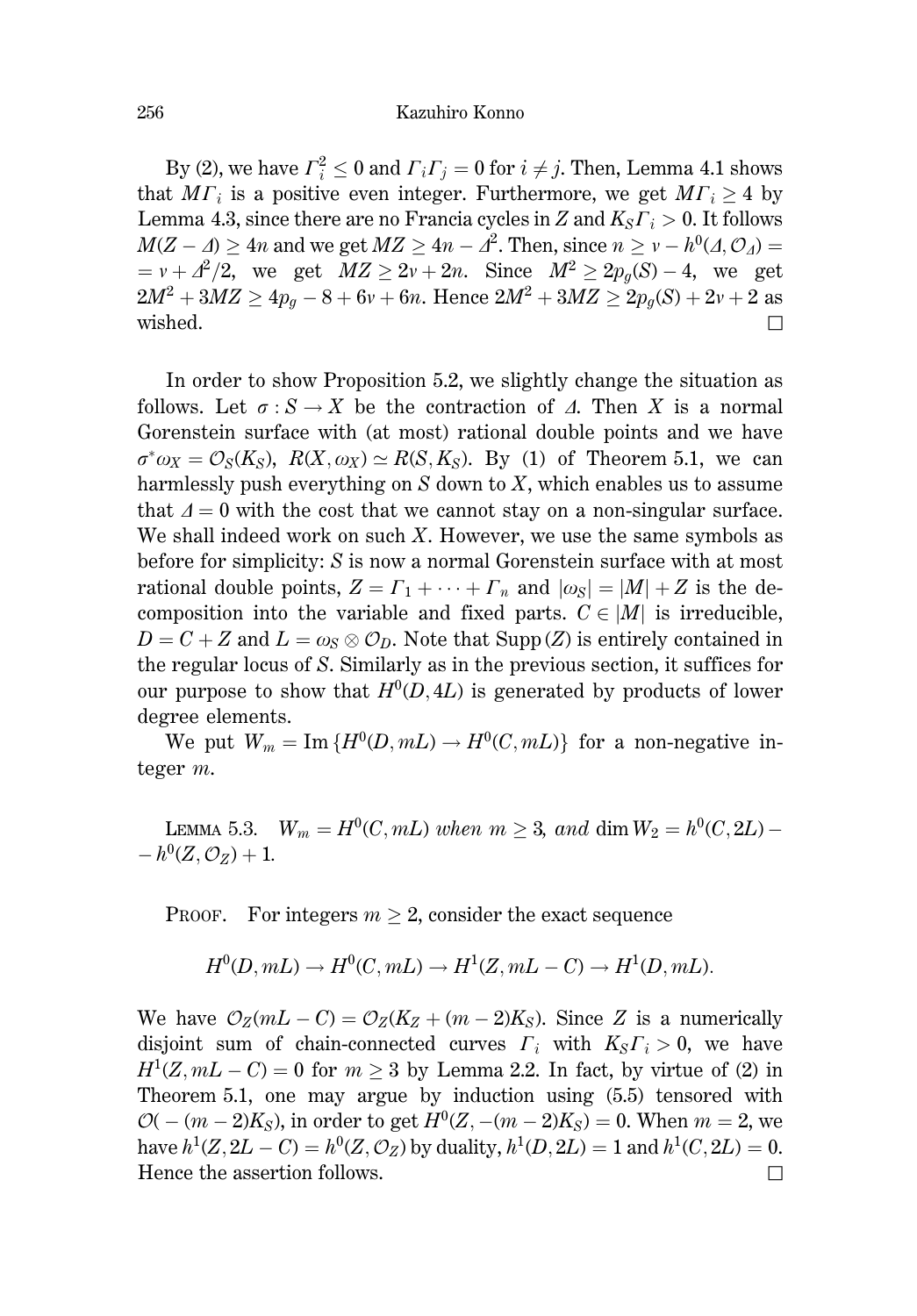By (2), we have $\Gamma_i^2 \le 0$ and $\Gamma_i\Gamma_j = 0$ for $i \ne j$. Then, Lemma 4.1 shows that $M\Gamma_i$ is a positive even integer. Furthermore, we get $M\Gamma_i \ge 4$ by Lemma 4.3, since there are no Francia cycles in $Z$ and $K_S\Gamma_i > 0$. It follows $M(Z - \Delta) \ge 4n$ and we get $MZ \ge 4n - \Delta^2$. Then, since $n \ge \nu - h^0(\Delta, \mathcal{O}_\Delta) = \nu + \Delta^2/2$, we get $MZ \ge 2\nu + 2n$. Since $M^2 \ge 2p_g(S) - 4$, we get $2M^2 + 3MZ \ge 4p_g - 8 + 6\nu + 6n$. Hence $2M^2 + 3MZ \ge 2p_g(S) + 2\nu + 2$ as wished. □

In order to show Proposition 5.2, we slightly change the situation as follows. Let $\sigma : S \to X$ be the contraction of $\Delta$. Then $X$ is a normal Gorenstein surface with (at most) rational double points and we have $\sigma^*\omega_X = \mathcal{O}_S(K_S)$, $R(X, \omega_X) \simeq R(S, K_S)$. By (1) of Theorem 5.1, we can harmlessly push everything on $S$ down to $X$, which enables us to assume that $\Delta = 0$ with the cost that we cannot stay on a non-singular surface. We shall indeed work on such $X$. However, we use the same symbols as before for simplicity: $S$ is now a normal Gorenstein surface with at most rational double points, $Z = \Gamma_1 + \cdots + \Gamma_n$ and $|\omega_S| = |M| + Z$ is the decomposition into the variable and fixed parts. $C \in |M|$ is irreducible, $D = C + Z$ and $L = \omega_S \otimes \mathcal{O}_D$. Note that $\mathrm{Supp}\,(Z)$ is entirely contained in the regular locus of $S$. Similarly as in the previous section, it suffices for our purpose to show that $H^0(D, 4L)$ is generated by products of lower degree elements.

We put $W_m = \mathrm{Im}\,\{H^0(D, mL) \to H^0(C, mL)\}$ for a non-negative integer $m$.

Lemma 5.3. *$W_m = H^0(C, mL)$ when $m \ge 3$, and $\dim W_2 = h^0(C, 2L) - h^0(Z, \mathcal{O}_Z) + 1$.*

Proof. For integers $m \ge 2$, consider the exact sequence

$$H^0(D, mL) \to H^0(C, mL) \to H^1(Z, mL - C) \to H^1(D, mL).$$

We have $\mathcal{O}_Z(mL - C) = \mathcal{O}_Z(K_Z + (m-2)K_S)$. Since $Z$ is a numerically disjoint sum of chain-connected curves $\Gamma_i$ with $K_S\Gamma_i > 0$, we have $H^1(Z, mL - C) = 0$ for $m \ge 3$ by Lemma 2.2. In fact, by virtue of (2) in Theorem 5.1, one may argue by induction using (5.5) tensored with $\mathcal{O}(-(m-2)K_S)$, in order to get $H^0(Z, -(m-2)K_S) = 0$. When $m = 2$, we have $h^1(Z, 2L - C) = h^0(Z, \mathcal{O}_Z)$ by duality, $h^1(D, 2L) = 1$ and $h^1(C, 2L) = 0$. Hence the assertion follows. □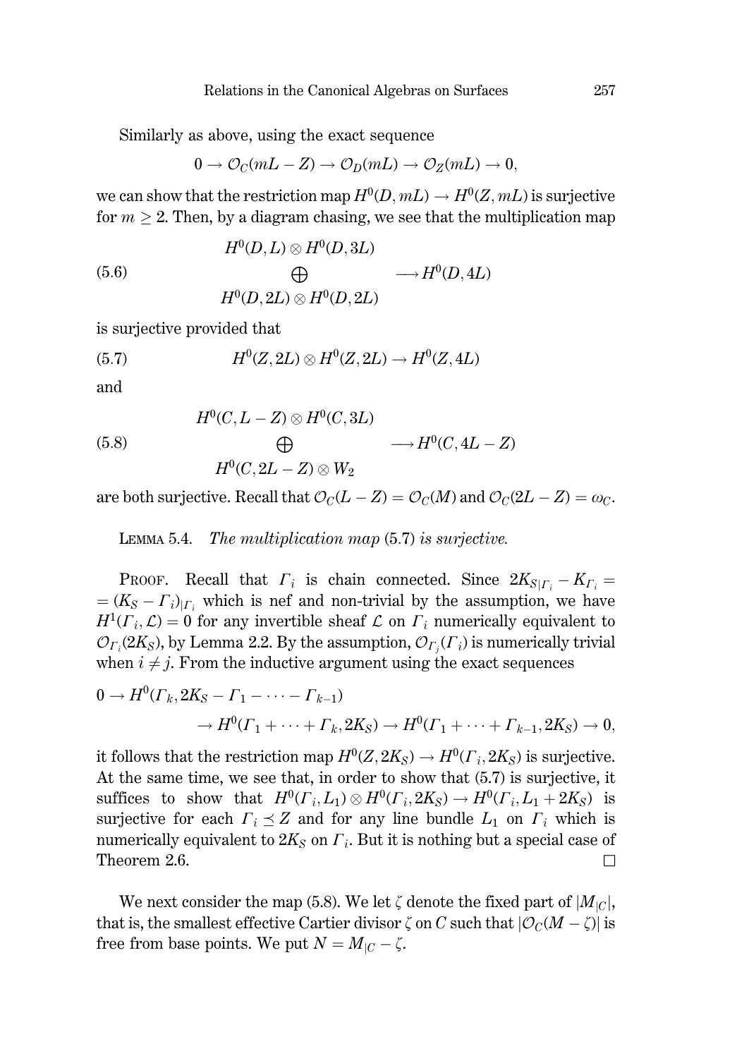Similarly as above, using the exact sequence

$$0 \to \mathcal{O}_C(mL - Z) \to \mathcal{O}_D(mL) \to \mathcal{O}_Z(mL) \to 0,$$

we can show that the restriction map $H^0(D, mL) \to H^0(Z, mL)$ is surjective for $m \geq 2$. Then, by a diagram chasing, we see that the multiplication map

$$\begin{array}{c} H^0(D,L) \otimes H^0(D,3L) \\ \bigoplus \\ H^0(D,2L) \otimes H^0(D,2L) \end{array} \longrightarrow H^0(D,4L) \tag{5.6}$$

is surjective provided that

$$H^0(Z, 2L) \otimes H^0(Z, 2L) \to H^0(Z, 4L) \tag{5.7}$$

and

$$\begin{array}{c} H^0(C,L-Z) \otimes H^0(C,3L) \\ \bigoplus \\ H^0(C,2L-Z) \otimes W_2 \end{array} \longrightarrow H^0(C,4L-Z) \tag{5.8}$$

are both surjective. Recall that $\mathcal{O}_C(L-Z) = \mathcal{O}_C(M)$ and $\mathcal{O}_C(2L-Z) = \omega_C$.

Lemma 5.4. *The multiplication map* (5.7) *is surjective.*

Proof. Recall that $\Gamma_i$ is chain connected. Since $2K_{S|\Gamma_i} - K_{\Gamma_i} = (K_S - \Gamma_i)_{|\Gamma_i}$ which is nef and non-trivial by the assumption, we have $H^1(\Gamma_i, \mathcal{L}) = 0$ for any invertible sheaf $\mathcal{L}$ on $\Gamma_i$ numerically equivalent to $\mathcal{O}_{\Gamma_i}(2K_S)$, by Lemma 2.2. By the assumption, $\mathcal{O}_{\Gamma_j}(\Gamma_i)$ is numerically trivial when $i \neq j$. From the inductive argument using the exact sequences

$$0 \to H^0(\Gamma_k, 2K_S - \Gamma_1 - \cdots - \Gamma_{k-1}) \to H^0(\Gamma_1 + \cdots + \Gamma_k, 2K_S) \to H^0(\Gamma_1 + \cdots + \Gamma_{k-1}, 2K_S) \to 0,$$

it follows that the restriction map $H^0(Z, 2K_S) \to H^0(\Gamma_i, 2K_S)$ is surjective. At the same time, we see that, in order to show that (5.7) is surjective, it suffices to show that $H^0(\Gamma_i, L_1) \otimes H^0(\Gamma_i, 2K_S) \to H^0(\Gamma_i, L_1 + 2K_S)$ is surjective for each $\Gamma_i \preceq Z$ and for any line bundle $L_1$ on $\Gamma_i$ which is numerically equivalent to $2K_S$ on $\Gamma_i$. But it is nothing but a special case of Theorem 2.6. $\square$

We next consider the map (5.8). We let $\zeta$ denote the fixed part of $|M_{|C}|$, that is, the smallest effective Cartier divisor $\zeta$ on $C$ such that $|\mathcal{O}_C(M - \zeta)|$ is free from base points. We put $N = M_{|C} - \zeta$.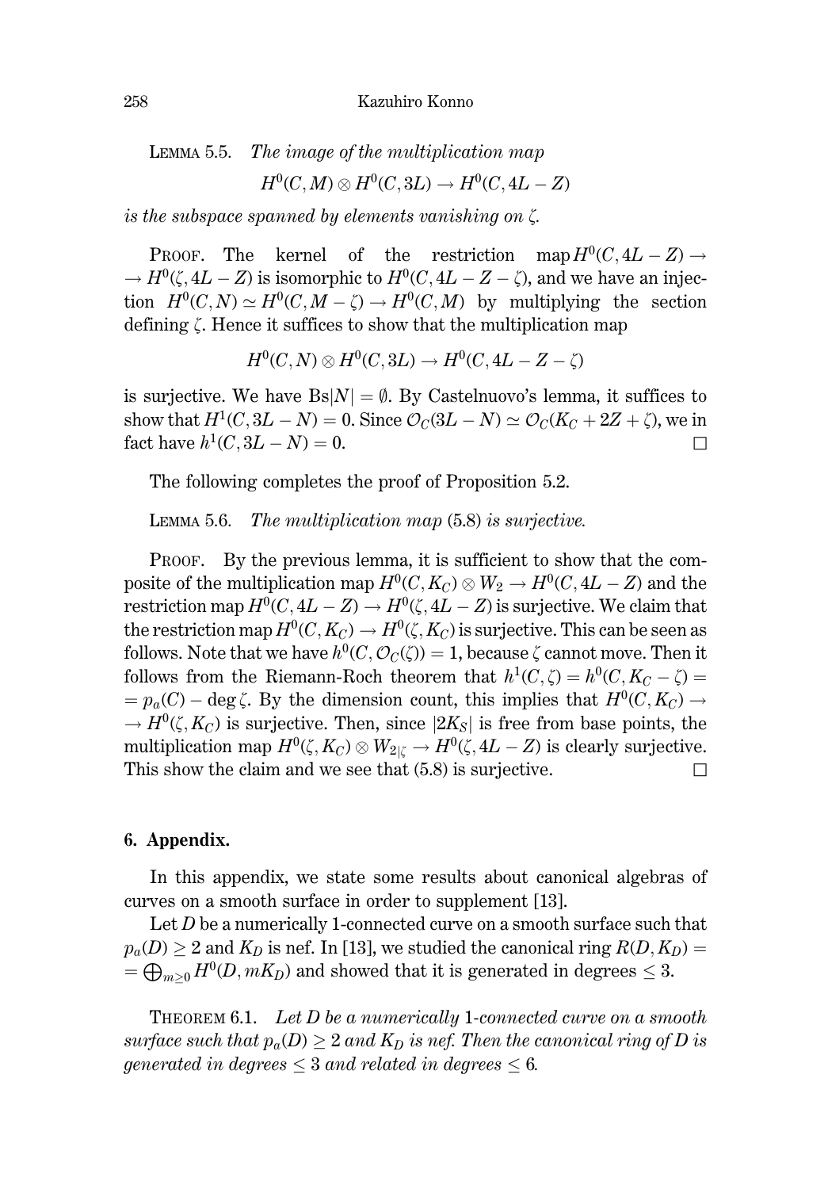Lemma 5.5. *The image of the multiplication map*

$$H^0(C, M) \otimes H^0(C, 3L) \to H^0(C, 4L - Z)$$

*is the subspace spanned by elements vanishing on* $\zeta$.

Proof. The kernel of the restriction map $H^0(C, 4L - Z) \to H^0(\zeta, 4L - Z)$ is isomorphic to $H^0(C, 4L - Z - \zeta)$, and we have an injection $H^0(C, N) \simeq H^0(C, M - \zeta) \to H^0(C, M)$ by multiplying the section defining $\zeta$. Hence it suffices to show that the multiplication map

$$H^0(C, N) \otimes H^0(C, 3L) \to H^0(C, 4L - Z - \zeta)$$

is surjective. We have $\mathrm{Bs}|N| = \emptyset$. By Castelnuovo's lemma, it suffices to show that $H^1(C, 3L - N) = 0$. Since $\mathcal{O}_C(3L - N) \simeq \mathcal{O}_C(K_C + 2Z + \zeta)$, we in fact have $h^1(C, 3L - N) = 0$. $\square$

The following completes the proof of Proposition 5.2.

Lemma 5.6. *The multiplication map* (5.8) *is surjective.*

Proof. By the previous lemma, it is sufficient to show that the composite of the multiplication map $H^0(C, K_C) \otimes W_2 \to H^0(C, 4L - Z)$ and the restriction map $H^0(C, 4L - Z) \to H^0(\zeta, 4L - Z)$ is surjective. We claim that the restriction map $H^0(C, K_C) \to H^0(\zeta, K_C)$ is surjective. This can be seen as follows. Note that we have $h^0(C, \mathcal{O}_C(\zeta)) = 1$, because $\zeta$ cannot move. Then it follows from the Riemann-Roch theorem that $h^1(C, \zeta) = h^0(C, K_C - \zeta) = p_a(C) - \deg \zeta$. By the dimension count, this implies that $H^0(C, K_C) \to H^0(\zeta, K_C)$ is surjective. Then, since $|2K_S|$ is free from base points, the multiplication map $H^0(\zeta, K_C) \otimes W_{2|\zeta} \to H^0(\zeta, 4L - Z)$ is clearly surjective. This show the claim and we see that (5.8) is surjective. $\square$

## 6. Appendix.

In this appendix, we state some results about canonical algebras of curves on a smooth surface in order to supplement [13].

Let $D$ be a numerically 1-connected curve on a smooth surface such that $p_a(D) \geq 2$ and $K_D$ is nef. In [13], we studied the canonical ring $R(D, K_D) = \bigoplus_{m \geq 0} H^0(D, mK_D)$ and showed that it is generated in degrees $\leq 3$.

Theorem 6.1. *Let $D$ be a numerically 1-connected curve on a smooth surface such that $p_a(D) \geq 2$ and $K_D$ is nef. Then the canonical ring of $D$ is generated in degrees $\leq 3$ and related in degrees $\leq 6$.*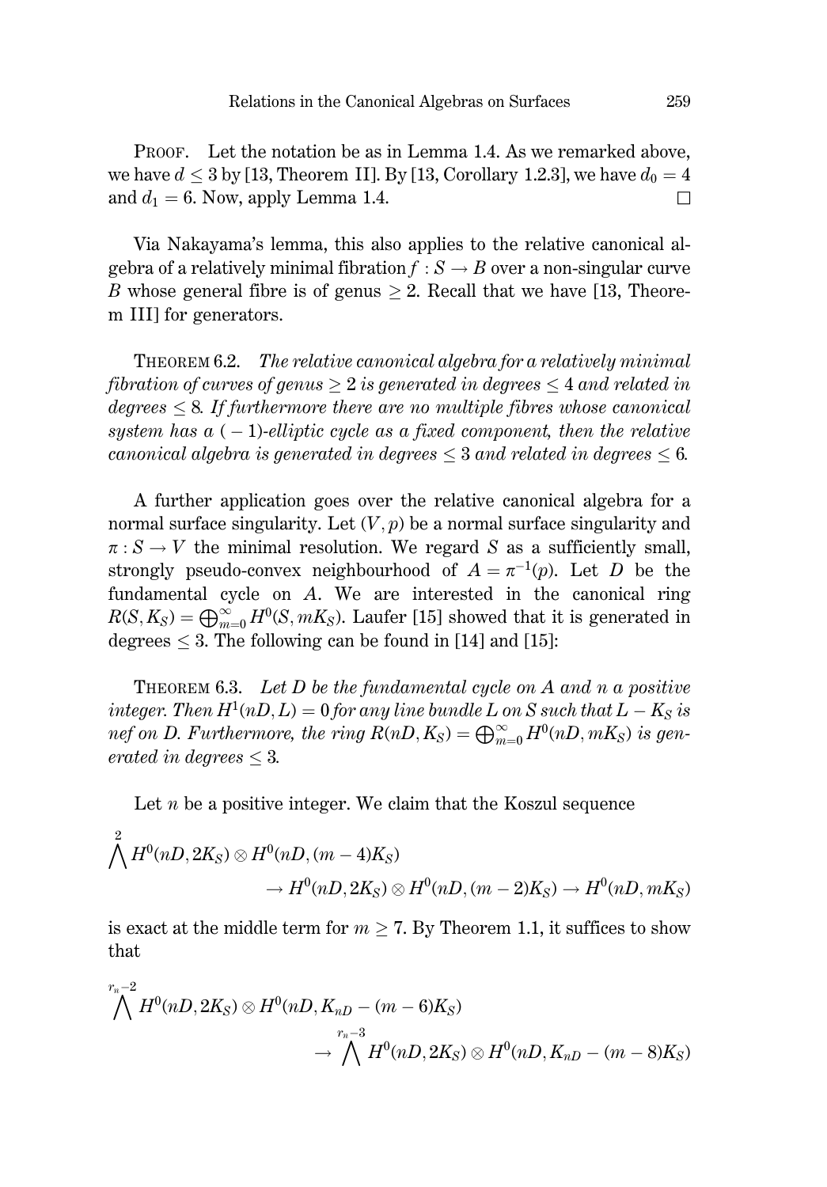PROOF. Let the notation be as in Lemma 1.4. As we remarked above, we have $d \leq 3$ by [13, Theorem II]. By [13, Corollary 1.2.3], we have $d_0 = 4$ and $d_1 = 6$. Now, apply Lemma 1.4. $\square$

Via Nakayama's lemma, this also applies to the relative canonical algebra of a relatively minimal fibration $f : S \to B$ over a non-singular curve $B$ whose general fibre is of genus $\geq 2$. Recall that we have [13, Theorem III] for generators.

THEOREM 6.2. *The relative canonical algebra for a relatively minimal fibration of curves of genus $\geq 2$ is generated in degrees $\leq 4$ and related in degrees $\leq 8$. If furthermore there are no multiple fibres whose canonical system has a $(-1)$-elliptic cycle as a fixed component, then the relative canonical algebra is generated in degrees $\leq 3$ and related in degrees $\leq 6$.*

A further application goes over the relative canonical algebra for a normal surface singularity. Let $(V, p)$ be a normal surface singularity and $\pi : S \to V$ the minimal resolution. We regard $S$ as a sufficiently small, strongly pseudo-convex neighbourhood of $A = \pi^{-1}(p)$. Let $D$ be the fundamental cycle on $A$. We are interested in the canonical ring $R(S, K_S) = \bigoplus_{m=0}^{\infty} H^0(S, mK_S)$. Laufer [15] showed that it is generated in degrees $\leq 3$. The following can be found in [14] and [15]:

THEOREM 6.3. *Let $D$ be the fundamental cycle on $A$ and $n$ a positive integer. Then $H^1(nD, L) = 0$ for any line bundle $L$ on $S$ such that $L - K_S$ is nef on $D$. Furthermore, the ring $R(nD, K_S) = \bigoplus_{m=0}^{\infty} H^0(nD, mK_S)$ is generated in degrees $\leq 3$.*

Let $n$ be a positive integer. We claim that the Koszul sequence

$$\bigwedge^2 H^0(nD, 2K_S) \otimes H^0(nD, (m-4)K_S) \to H^0(nD, 2K_S) \otimes H^0(nD, (m-2)K_S) \to H^0(nD, mK_S)$$

is exact at the middle term for $m \geq 7$. By Theorem 1.1, it suffices to show that

$$\bigwedge^{r_n - 2} H^0(nD, 2K_S) \otimes H^0(nD, K_{nD} - (m-6)K_S) \to \bigwedge^{r_n - 3} H^0(nD, 2K_S) \otimes H^0(nD, K_{nD} - (m-8)K_S)$$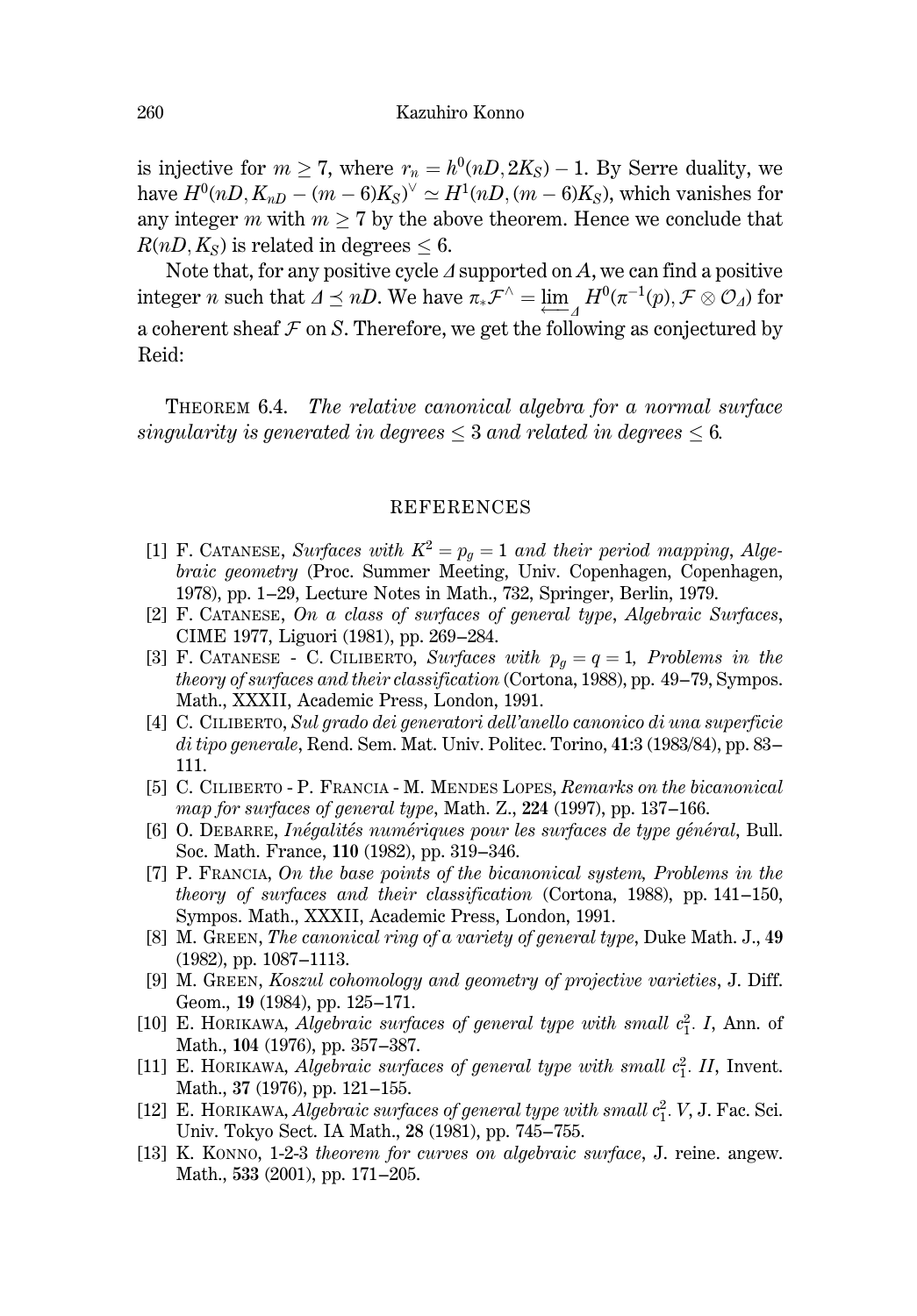is injective for $m \geq 7$, where $r_n = h^0(nD, 2K_S) - 1$. By Serre duality, we have $H^0(nD, K_{nD} - (m-6)K_S)^\vee \simeq H^1(nD, (m-6)K_S)$, which vanishes for any integer $m$ with $m \geq 7$ by the above theorem. Hence we conclude that $R(nD, K_S)$ is related in degrees $\leq 6$.

Note that, for any positive cycle $\Delta$ supported on $A$, we can find a positive integer $n$ such that $\Delta \preceq nD$. We have $\pi_* \mathcal{F}^\wedge = \varprojlim_\Delta H^0(\pi^{-1}(p), \mathcal{F} \otimes \mathcal{O}_\Delta)$ for a coherent sheaf $\mathcal{F}$ on $S$. Therefore, we get the following as conjectured by Reid:

THEOREM 6.4. *The relative canonical algebra for a normal surface singularity is generated in degrees $\leq 3$ and related in degrees $\leq 6$.*

## REFERENCES

[1] F. CATANESE, *Surfaces with $K^2 = p_g = 1$ and their period mapping*, *Algebraic geometry* (Proc. Summer Meeting, Univ. Copenhagen, Copenhagen, 1978), pp. 1–29, Lecture Notes in Math., 732, Springer, Berlin, 1979.

[2] F. CATANESE, *On a class of surfaces of general type*, *Algebraic Surfaces*, CIME 1977, Liguori (1981), pp. 269–284.

[3] F. CATANESE - C. CILIBERTO, *Surfaces with $p_g = q = 1$*, *Problems in the theory of surfaces and their classification* (Cortona, 1988), pp. 49–79, Sympos. Math., XXXII, Academic Press, London, 1991.

[4] C. CILIBERTO, *Sul grado dei generatori dell'anello canonico di una superficie di tipo generale*, Rend. Sem. Mat. Univ. Politec. Torino, **41**:3 (1983/84), pp. 83–111.

[5] C. CILIBERTO - P. FRANCIA - M. MENDES LOPES, *Remarks on the bicanonical map for surfaces of general type*, Math. Z., **224** (1997), pp. 137–166.

[6] O. DEBARRE, *Inégalités numériques pour les surfaces de type général*, Bull. Soc. Math. France, **110** (1982), pp. 319–346.

[7] P. FRANCIA, *On the base points of the bicanonical system*, *Problems in the theory of surfaces and their classification* (Cortona, 1988), pp. 141–150, Sympos. Math., XXXII, Academic Press, London, 1991.

[8] M. GREEN, *The canonical ring of a variety of general type*, Duke Math. J., **49** (1982), pp. 1087–1113.

[9] M. GREEN, *Koszul cohomology and geometry of projective varieties*, J. Diff. Geom., **19** (1984), pp. 125–171.

[10] E. HORIKAWA, *Algebraic surfaces of general type with small $c_1^2$. I*, Ann. of Math., **104** (1976), pp. 357–387.

[11] E. HORIKAWA, *Algebraic surfaces of general type with small $c_1^2$. II*, Invent. Math., **37** (1976), pp. 121–155.

[12] E. HORIKAWA, *Algebraic surfaces of general type with small $c_1^2$. V*, J. Fac. Sci. Univ. Tokyo Sect. IA Math., **28** (1981), pp. 745–755.

[13] K. KONNO, 1-2-3 *theorem for curves on algebraic surface*, J. reine. angew. Math., **533** (2001), pp. 171–205.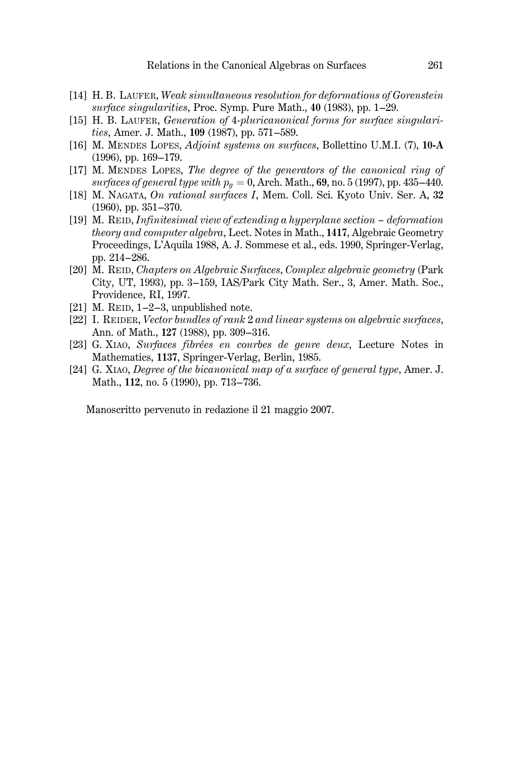[14] H. B. LAUFER, *Weak simultaneous resolution for deformations of Gorenstein surface singularities*, Proc. Symp. Pure Math., **40** (1983), pp. 1–29.

[15] H. B. LAUFER, *Generation of* 4*-pluricanonical forms for surface singularities*, Amer. J. Math., **109** (1987), pp. 571–589.

[16] M. MENDES LOPES, *Adjoint systems on surfaces*, Bollettino U.M.I. (7), **10-A** (1996), pp. 169–179.

[17] M. MENDES LOPES, *The degree of the generators of the canonical ring of surfaces of general type with* $p_g = 0$, Arch. Math., **69**, no. 5 (1997), pp. 435–440.

[18] M. NAGATA, *On rational surfaces I*, Mem. Coll. Sci. Kyoto Univ. Ser. A, **32** (1960), pp. 351–370.

[19] M. REID, *Infinitesimal view of extending a hyperplane section – deformation theory and computer algebra*, Lect. Notes in Math., **1417**, Algebraic Geometry Proceedings, L'Aquila 1988, A. J. Sommese et al., eds. 1990, Springer-Verlag, pp. 214–286.

[20] M. REID, *Chapters on Algebraic Surfaces*, *Complex algebraic geometry* (Park City, UT, 1993), pp. 3–159, IAS/Park City Math. Ser., 3, Amer. Math. Soc., Providence, RI, 1997.

[21] M. REID, 1–2–3, unpublished note.

[22] I. REIDER, *Vector bundles of rank* 2 *and linear systems on algebraic surfaces*, Ann. of Math., **127** (1988), pp. 309–316.

[23] G. XIAO, *Surfaces fibrées en courbes de genre deux*, Lecture Notes in Mathematics, **1137**, Springer-Verlag, Berlin, 1985.

[24] G. XIAO, *Degree of the bicanonical map of a surface of general type*, Amer. J. Math., **112**, no. 5 (1990), pp. 713–736.

Manoscritto pervenuto in redazione il 21 maggio 2007.